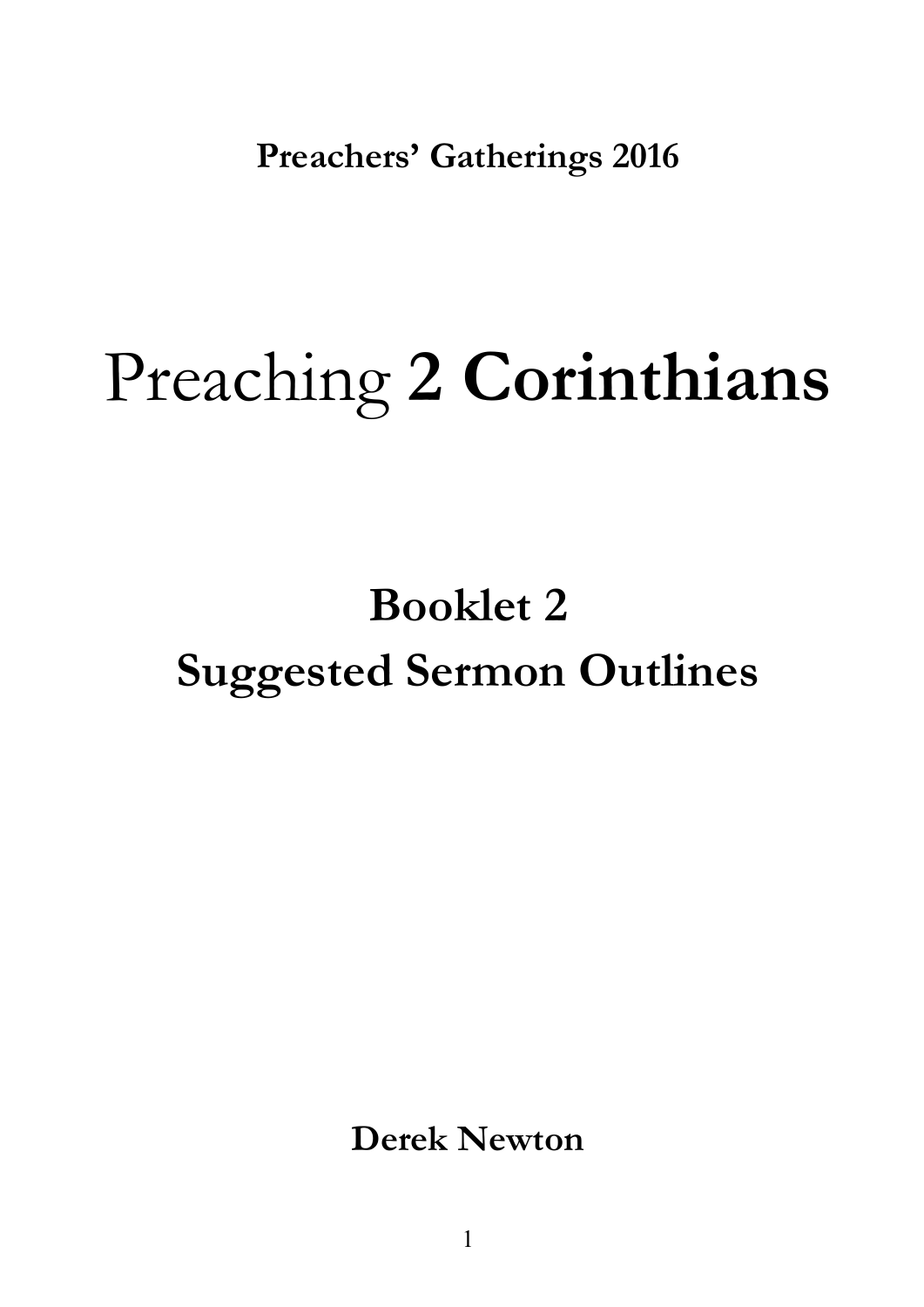**Preachers' Gatherings 2016**

# Preaching **2 Corinthians**

## Booklet 2
## Suggested Sermon Outlines

**Derek Newton**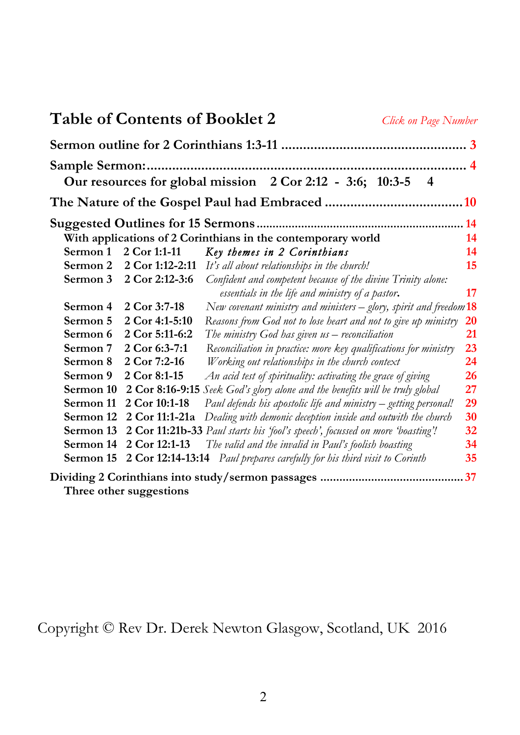# Table of Contents of Booklet 2

*Click on Page Number*

**Sermon outline for 2 Corinthians 1:3-11 .................................................. 3**

**Sample Sermon:........................................................................................ 4**

**Our resources for global mission  2 Cor 2:12 - 3:6; 10:3-5  4**

**The Nature of the Gospel Paul had Embraced ...................................... 10**

**Suggested Outlines for 15 Sermons ................................................................ 14**

**With applications of 2 Corinthians in the contemporary world  14**

| | | | |
|---|---|---|---|
| **Sermon 1** | **2 Cor 1:1-11** | *Key themes in 2 Corinthians* | 14 |
| **Sermon 2** | **2 Cor 1:12-2:11** | *It's all about relationships in the church!* | 15 |
| **Sermon 3** | **2 Cor 2:12-3:6** | *Confident and competent because of the divine Trinity alone: essentials in the life and ministry of a pastor.* | 17 |
| **Sermon 4** | **2 Cor 3:7-18** | *New covenant ministry and ministers – glory, spirit and freedom* | 18 |
| **Sermon 5** | **2 Cor 4:1-5:10** | *Reasons from God not to lose heart and not to give up ministry* | 20 |
| **Sermon 6** | **2 Cor 5:11-6:2** | *The ministry God has given us – reconciliation* | 21 |
| **Sermon 7** | **2 Cor 6:3-7:1** | *Reconciliation in practice: more key qualifications for ministry* | 23 |
| **Sermon 8** | **2 Cor 7:2-16** | *Working out relationships in the church context* | 24 |
| **Sermon 9** | **2 Cor 8:1-15** | *An acid test of spirituality: activating the grace of giving* | 26 |
| **Sermon 10** | **2 Cor 8:16-9:15** | *Seek God's glory alone and the benefits will be truly global* | 27 |
| **Sermon 11** | **2 Cor 10:1-18** | *Paul defends his apostolic life and ministry – getting personal!* | 29 |
| **Sermon 12** | **2 Cor 11:1-21a** | *Dealing with demonic deception inside and outwith the church* | 30 |
| **Sermon 13** | **2 Cor 11:21b-33** | *Paul starts his 'fool's speech', focussed on more 'boasting'!* | 32 |
| **Sermon 14** | **2 Cor 12:1-13** | *The valid and the invalid in Paul's foolish boasting* | 34 |
| **Sermon 15** | **2 Cor 12:14-13:14** | *Paul prepares carefully for his third visit to Corinth* | 35 |

**Dividing 2 Corinthians into study/sermon passages ............................................ 37**

**Three other suggestions**

Copyright © Rev Dr. Derek Newton Glasgow, Scotland, UK 2016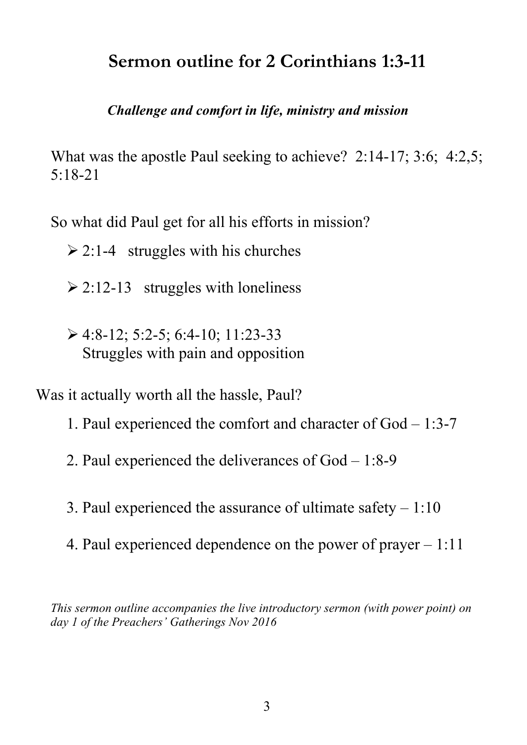# Sermon outline for 2 Corinthians 1:3-11

***Challenge and comfort in life, ministry and mission***

What was the apostle Paul seeking to achieve? 2:14-17; 3:6; 4:2,5; 5:18-21

So what did Paul get for all his efforts in mission?

- 2:1-4 struggles with his churches
- 2:12-13 struggles with loneliness
- 4:8-12; 5:2-5; 6:4-10; 11:23-33
  Struggles with pain and opposition

Was it actually worth all the hassle, Paul?

1. Paul experienced the comfort and character of God – 1:3-7
2. Paul experienced the deliverances of God – 1:8-9
3. Paul experienced the assurance of ultimate safety – 1:10
4. Paul experienced dependence on the power of prayer – 1:11

*This sermon outline accompanies the live introductory sermon (with power point) on day 1 of the Preachers' Gatherings Nov 2016*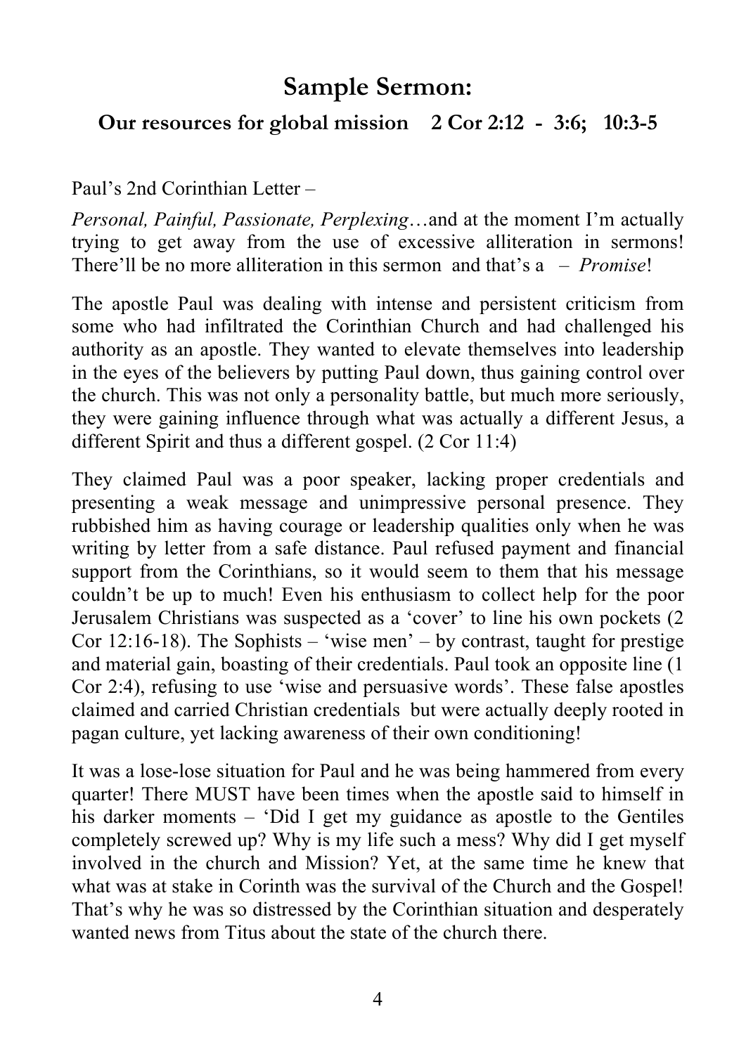# Sample Sermon:

## Our resources for global mission 2 Cor 2:12 - 3:6; 10:3-5

Paul's 2nd Corinthian Letter –

*Personal, Painful, Passionate, Perplexing*…and at the moment I'm actually trying to get away from the use of excessive alliteration in sermons! There'll be no more alliteration in this sermon and that's a – *Promise*!

The apostle Paul was dealing with intense and persistent criticism from some who had infiltrated the Corinthian Church and had challenged his authority as an apostle. They wanted to elevate themselves into leadership in the eyes of the believers by putting Paul down, thus gaining control over the church. This was not only a personality battle, but much more seriously, they were gaining influence through what was actually a different Jesus, a different Spirit and thus a different gospel. (2 Cor 11:4)

They claimed Paul was a poor speaker, lacking proper credentials and presenting a weak message and unimpressive personal presence. They rubbished him as having courage or leadership qualities only when he was writing by letter from a safe distance. Paul refused payment and financial support from the Corinthians, so it would seem to them that his message couldn't be up to much! Even his enthusiasm to collect help for the poor Jerusalem Christians was suspected as a 'cover' to line his own pockets (2 Cor 12:16-18). The Sophists – 'wise men' – by contrast, taught for prestige and material gain, boasting of their credentials. Paul took an opposite line (1 Cor 2:4), refusing to use 'wise and persuasive words'. These false apostles claimed and carried Christian credentials but were actually deeply rooted in pagan culture, yet lacking awareness of their own conditioning!

It was a lose-lose situation for Paul and he was being hammered from every quarter! There MUST have been times when the apostle said to himself in his darker moments – 'Did I get my guidance as apostle to the Gentiles completely screwed up? Why is my life such a mess? Why did I get myself involved in the church and Mission? Yet, at the same time he knew that what was at stake in Corinth was the survival of the Church and the Gospel! That's why he was so distressed by the Corinthian situation and desperately wanted news from Titus about the state of the church there.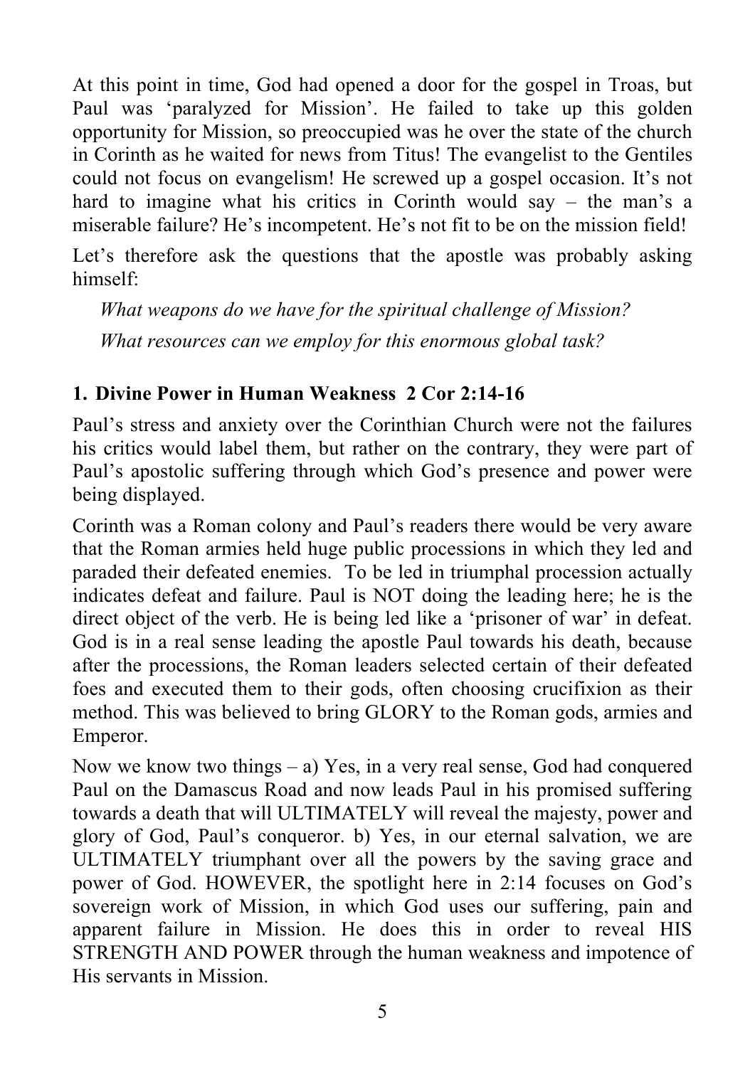At this point in time, God had opened a door for the gospel in Troas, but Paul was 'paralyzed for Mission'. He failed to take up this golden opportunity for Mission, so preoccupied was he over the state of the church in Corinth as he waited for news from Titus! The evangelist to the Gentiles could not focus on evangelism! He screwed up a gospel occasion. It's not hard to imagine what his critics in Corinth would say – the man's a miserable failure? He's incompetent. He's not fit to be on the mission field!

Let's therefore ask the questions that the apostle was probably asking himself:

*What weapons do we have for the spiritual challenge of Mission?*

*What resources can we employ for this enormous global task?*

**1. Divine Power in Human Weakness 2 Cor 2:14-16**

Paul's stress and anxiety over the Corinthian Church were not the failures his critics would label them, but rather on the contrary, they were part of Paul's apostolic suffering through which God's presence and power were being displayed.

Corinth was a Roman colony and Paul's readers there would be very aware that the Roman armies held huge public processions in which they led and paraded their defeated enemies. To be led in triumphal procession actually indicates defeat and failure. Paul is NOT doing the leading here; he is the direct object of the verb. He is being led like a 'prisoner of war' in defeat. God is in a real sense leading the apostle Paul towards his death, because after the processions, the Roman leaders selected certain of their defeated foes and executed them to their gods, often choosing crucifixion as their method. This was believed to bring GLORY to the Roman gods, armies and Emperor.

Now we know two things – a) Yes, in a very real sense, God had conquered Paul on the Damascus Road and now leads Paul in his promised suffering towards a death that will ULTIMATELY will reveal the majesty, power and glory of God, Paul's conqueror. b) Yes, in our eternal salvation, we are ULTIMATELY triumphant over all the powers by the saving grace and power of God. HOWEVER, the spotlight here in 2:14 focuses on God's sovereign work of Mission, in which God uses our suffering, pain and apparent failure in Mission. He does this in order to reveal HIS STRENGTH AND POWER through the human weakness and impotence of His servants in Mission.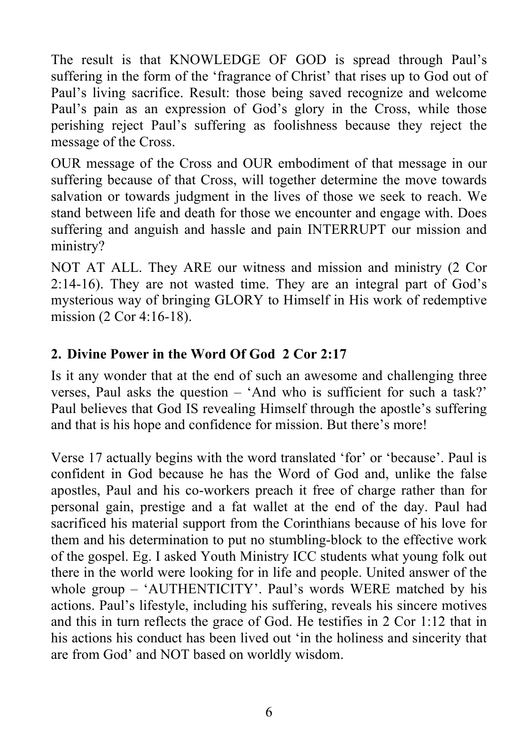The result is that KNOWLEDGE OF GOD is spread through Paul's suffering in the form of the 'fragrance of Christ' that rises up to God out of Paul's living sacrifice. Result: those being saved recognize and welcome Paul's pain as an expression of God's glory in the Cross, while those perishing reject Paul's suffering as foolishness because they reject the message of the Cross.

OUR message of the Cross and OUR embodiment of that message in our suffering because of that Cross, will together determine the move towards salvation or towards judgment in the lives of those we seek to reach. We stand between life and death for those we encounter and engage with. Does suffering and anguish and hassle and pain INTERRUPT our mission and ministry?

NOT AT ALL. They ARE our witness and mission and ministry (2 Cor 2:14-16). They are not wasted time. They are an integral part of God's mysterious way of bringing GLORY to Himself in His work of redemptive mission (2 Cor 4:16-18).

## 2. Divine Power in the Word Of God 2 Cor 2:17

Is it any wonder that at the end of such an awesome and challenging three verses, Paul asks the question – 'And who is sufficient for such a task?' Paul believes that God IS revealing Himself through the apostle's suffering and that is his hope and confidence for mission. But there's more!

Verse 17 actually begins with the word translated 'for' or 'because'. Paul is confident in God because he has the Word of God and, unlike the false apostles, Paul and his co-workers preach it free of charge rather than for personal gain, prestige and a fat wallet at the end of the day. Paul had sacrificed his material support from the Corinthians because of his love for them and his determination to put no stumbling-block to the effective work of the gospel. Eg. I asked Youth Ministry ICC students what young folk out there in the world were looking for in life and people. United answer of the whole group – 'AUTHENTICITY'. Paul's words WERE matched by his actions. Paul's lifestyle, including his suffering, reveals his sincere motives and this in turn reflects the grace of God. He testifies in 2 Cor 1:12 that in his actions his conduct has been lived out 'in the holiness and sincerity that are from God' and NOT based on worldly wisdom.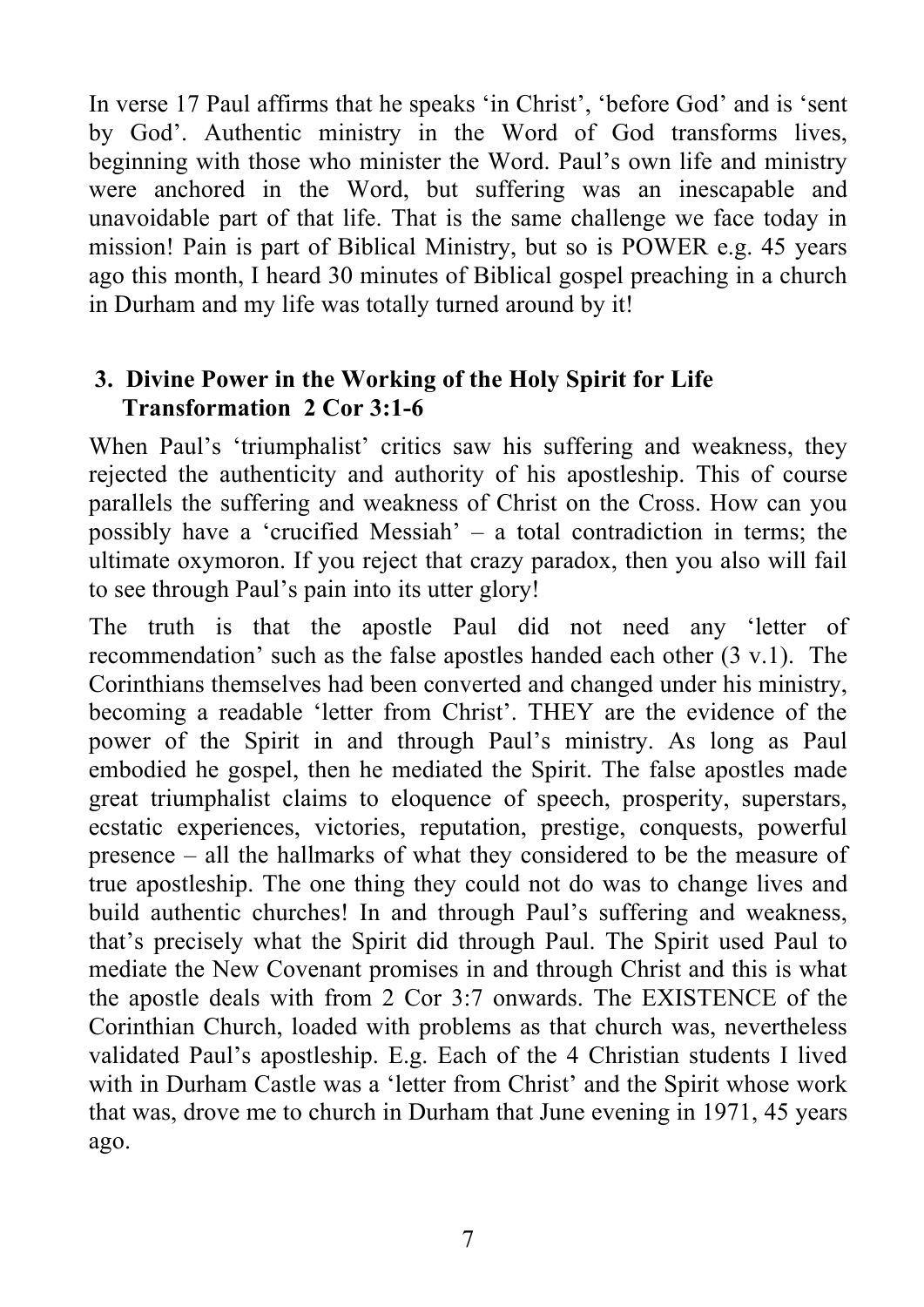In verse 17 Paul affirms that he speaks 'in Christ', 'before God' and is 'sent by God'. Authentic ministry in the Word of God transforms lives, beginning with those who minister the Word. Paul's own life and ministry were anchored in the Word, but suffering was an inescapable and unavoidable part of that life. That is the same challenge we face today in mission! Pain is part of Biblical Ministry, but so is POWER e.g. 45 years ago this month, I heard 30 minutes of Biblical gospel preaching in a church in Durham and my life was totally turned around by it!

### 3. Divine Power in the Working of the Holy Spirit for Life Transformation 2 Cor 3:1-6

When Paul's 'triumphalist' critics saw his suffering and weakness, they rejected the authenticity and authority of his apostleship. This of course parallels the suffering and weakness of Christ on the Cross. How can you possibly have a 'crucified Messiah' – a total contradiction in terms; the ultimate oxymoron. If you reject that crazy paradox, then you also will fail to see through Paul's pain into its utter glory!

The truth is that the apostle Paul did not need any 'letter of recommendation' such as the false apostles handed each other (3 v.1). The Corinthians themselves had been converted and changed under his ministry, becoming a readable 'letter from Christ'. THEY are the evidence of the power of the Spirit in and through Paul's ministry. As long as Paul embodied he gospel, then he mediated the Spirit. The false apostles made great triumphalist claims to eloquence of speech, prosperity, superstars, ecstatic experiences, victories, reputation, prestige, conquests, powerful presence – all the hallmarks of what they considered to be the measure of true apostleship. The one thing they could not do was to change lives and build authentic churches! In and through Paul's suffering and weakness, that's precisely what the Spirit did through Paul. The Spirit used Paul to mediate the New Covenant promises in and through Christ and this is what the apostle deals with from 2 Cor 3:7 onwards. The EXISTENCE of the Corinthian Church, loaded with problems as that church was, nevertheless validated Paul's apostleship. E.g. Each of the 4 Christian students I lived with in Durham Castle was a 'letter from Christ' and the Spirit whose work that was, drove me to church in Durham that June evening in 1971, 45 years ago.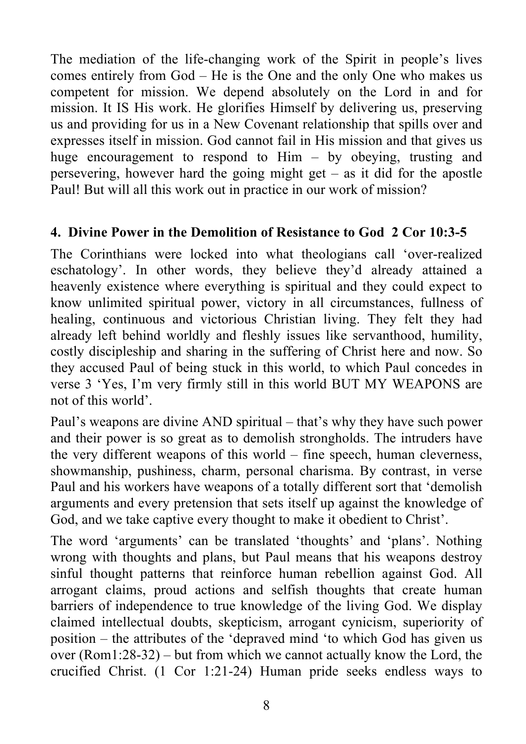The mediation of the life-changing work of the Spirit in people's lives comes entirely from God – He is the One and the only One who makes us competent for mission. We depend absolutely on the Lord in and for mission. It IS His work. He glorifies Himself by delivering us, preserving us and providing for us in a New Covenant relationship that spills over and expresses itself in mission. God cannot fail in His mission and that gives us huge encouragement to respond to Him – by obeying, trusting and persevering, however hard the going might get – as it did for the apostle Paul! But will all this work out in practice in our work of mission?

## 4. Divine Power in the Demolition of Resistance to God 2 Cor 10:3-5

The Corinthians were locked into what theologians call 'over-realized eschatology'. In other words, they believe they'd already attained a heavenly existence where everything is spiritual and they could expect to know unlimited spiritual power, victory in all circumstances, fullness of healing, continuous and victorious Christian living. They felt they had already left behind worldly and fleshly issues like servanthood, humility, costly discipleship and sharing in the suffering of Christ here and now. So they accused Paul of being stuck in this world, to which Paul concedes in verse 3 'Yes, I'm very firmly still in this world BUT MY WEAPONS are not of this world'.

Paul's weapons are divine AND spiritual – that's why they have such power and their power is so great as to demolish strongholds. The intruders have the very different weapons of this world – fine speech, human cleverness, showmanship, pushiness, charm, personal charisma. By contrast, in verse Paul and his workers have weapons of a totally different sort that 'demolish arguments and every pretension that sets itself up against the knowledge of God, and we take captive every thought to make it obedient to Christ'.

The word 'arguments' can be translated 'thoughts' and 'plans'. Nothing wrong with thoughts and plans, but Paul means that his weapons destroy sinful thought patterns that reinforce human rebellion against God. All arrogant claims, proud actions and selfish thoughts that create human barriers of independence to true knowledge of the living God. We display claimed intellectual doubts, skepticism, arrogant cynicism, superiority of position – the attributes of the 'depraved mind 'to which God has given us over (Rom1:28-32) – but from which we cannot actually know the Lord, the crucified Christ. (1 Cor 1:21-24) Human pride seeks endless ways to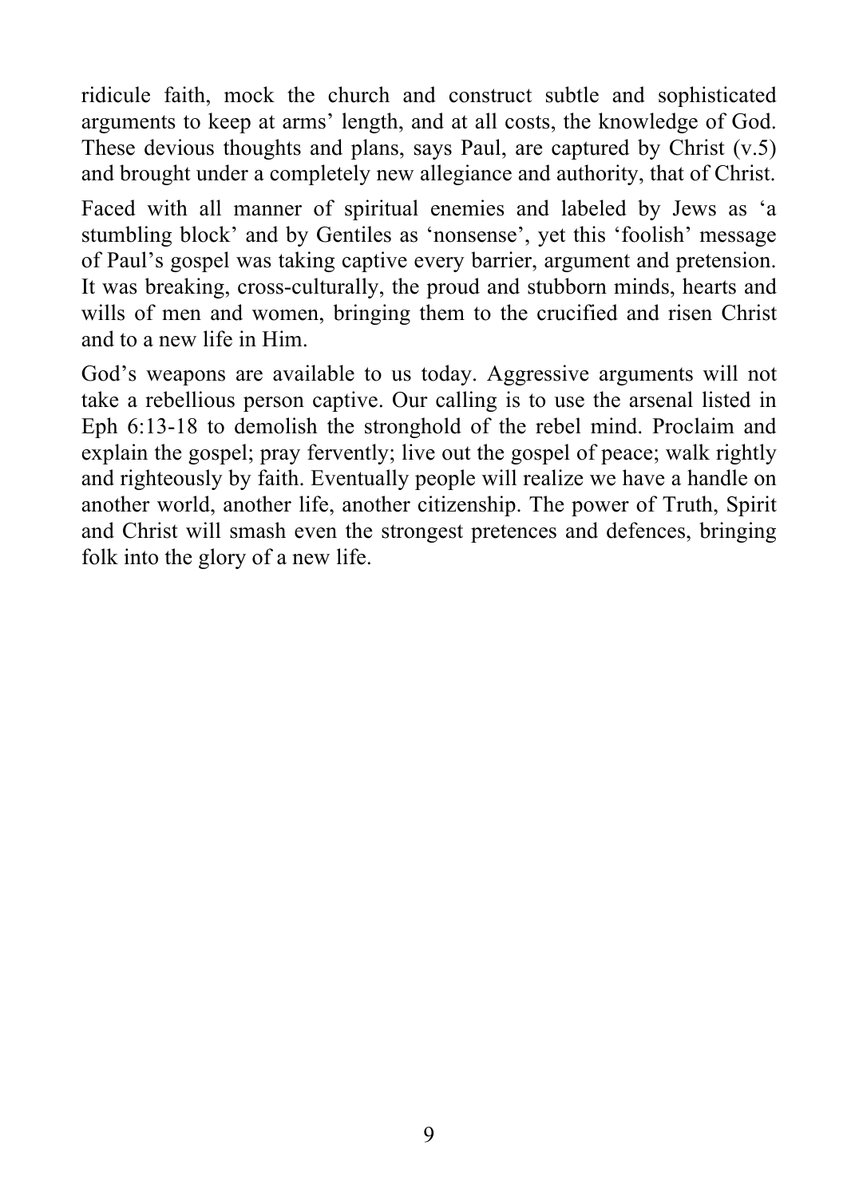ridicule faith, mock the church and construct subtle and sophisticated arguments to keep at arms' length, and at all costs, the knowledge of God. These devious thoughts and plans, says Paul, are captured by Christ (v.5) and brought under a completely new allegiance and authority, that of Christ.

Faced with all manner of spiritual enemies and labeled by Jews as 'a stumbling block' and by Gentiles as 'nonsense', yet this 'foolish' message of Paul's gospel was taking captive every barrier, argument and pretension. It was breaking, cross-culturally, the proud and stubborn minds, hearts and wills of men and women, bringing them to the crucified and risen Christ and to a new life in Him.

God's weapons are available to us today. Aggressive arguments will not take a rebellious person captive. Our calling is to use the arsenal listed in Eph 6:13-18 to demolish the stronghold of the rebel mind. Proclaim and explain the gospel; pray fervently; live out the gospel of peace; walk rightly and righteously by faith. Eventually people will realize we have a handle on another world, another life, another citizenship. The power of Truth, Spirit and Christ will smash even the strongest pretences and defences, bringing folk into the glory of a new life.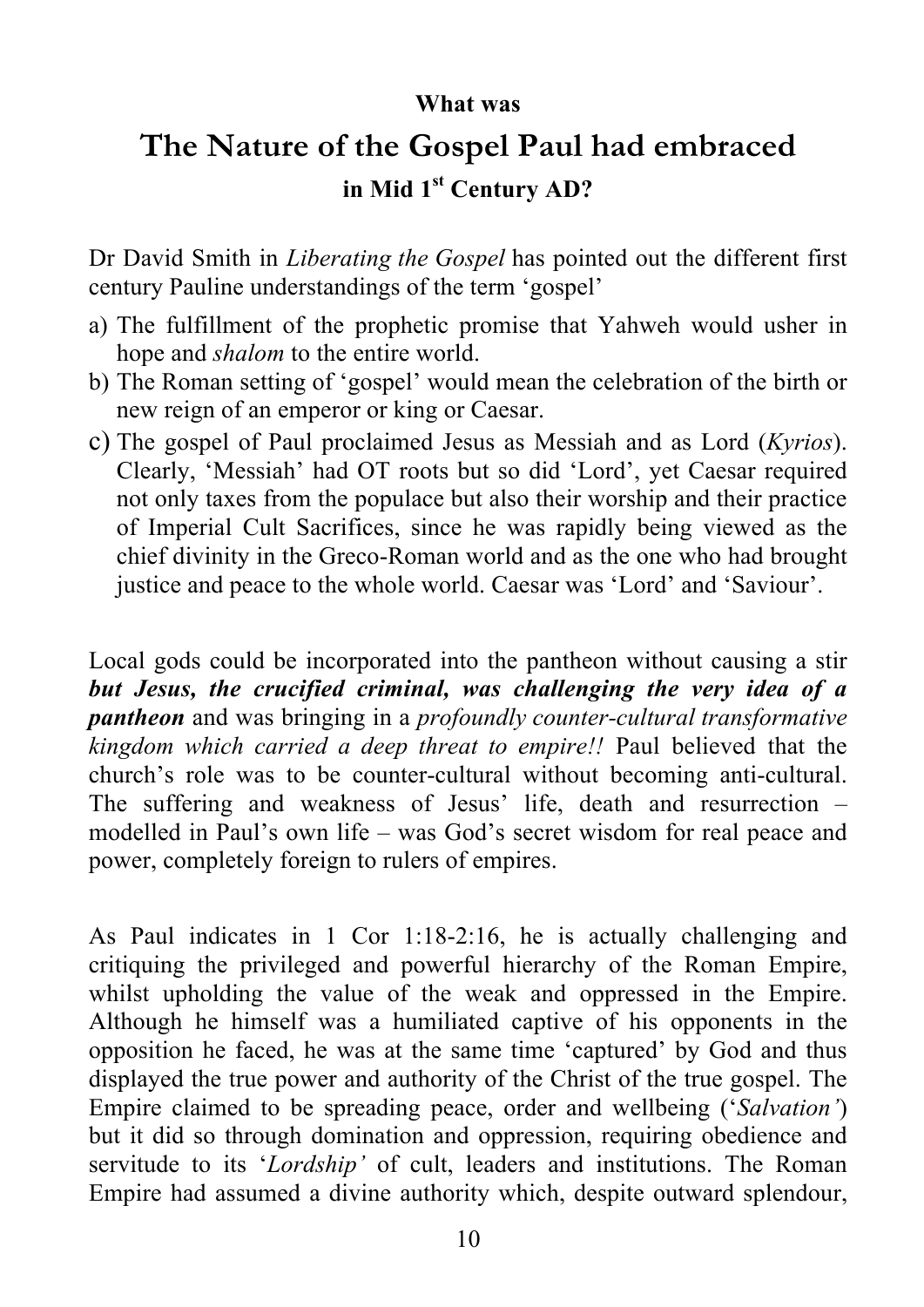**What was**

# The Nature of the Gospel Paul had embraced

**in Mid 1st Century AD?**

Dr David Smith in *Liberating the Gospel* has pointed out the different first century Pauline understandings of the term 'gospel'

a) The fulfillment of the prophetic promise that Yahweh would usher in hope and *shalom* to the entire world.
b) The Roman setting of 'gospel' would mean the celebration of the birth or new reign of an emperor or king or Caesar.
c) The gospel of Paul proclaimed Jesus as Messiah and as Lord (*Kyrios*). Clearly, 'Messiah' had OT roots but so did 'Lord', yet Caesar required not only taxes from the populace but also their worship and their practice of Imperial Cult Sacrifices, since he was rapidly being viewed as the chief divinity in the Greco-Roman world and as the one who had brought justice and peace to the whole world. Caesar was 'Lord' and 'Saviour'.

Local gods could be incorporated into the pantheon without causing a stir ***but Jesus, the crucified criminal, was challenging the very idea of a pantheon*** and was bringing in a *profoundly counter-cultural transformative kingdom which carried a deep threat to empire!!* Paul believed that the church's role was to be counter-cultural without becoming anti-cultural. The suffering and weakness of Jesus' life, death and resurrection – modelled in Paul's own life – was God's secret wisdom for real peace and power, completely foreign to rulers of empires.

As Paul indicates in 1 Cor 1:18-2:16, he is actually challenging and critiquing the privileged and powerful hierarchy of the Roman Empire, whilst upholding the value of the weak and oppressed in the Empire. Although he himself was a humiliated captive of his opponents in the opposition he faced, he was at the same time 'captured' by God and thus displayed the true power and authority of the Christ of the true gospel. The Empire claimed to be spreading peace, order and wellbeing ('*Salvation'*) but it did so through domination and oppression, requiring obedience and servitude to its '*Lordship'* of cult, leaders and institutions. The Roman Empire had assumed a divine authority which, despite outward splendour,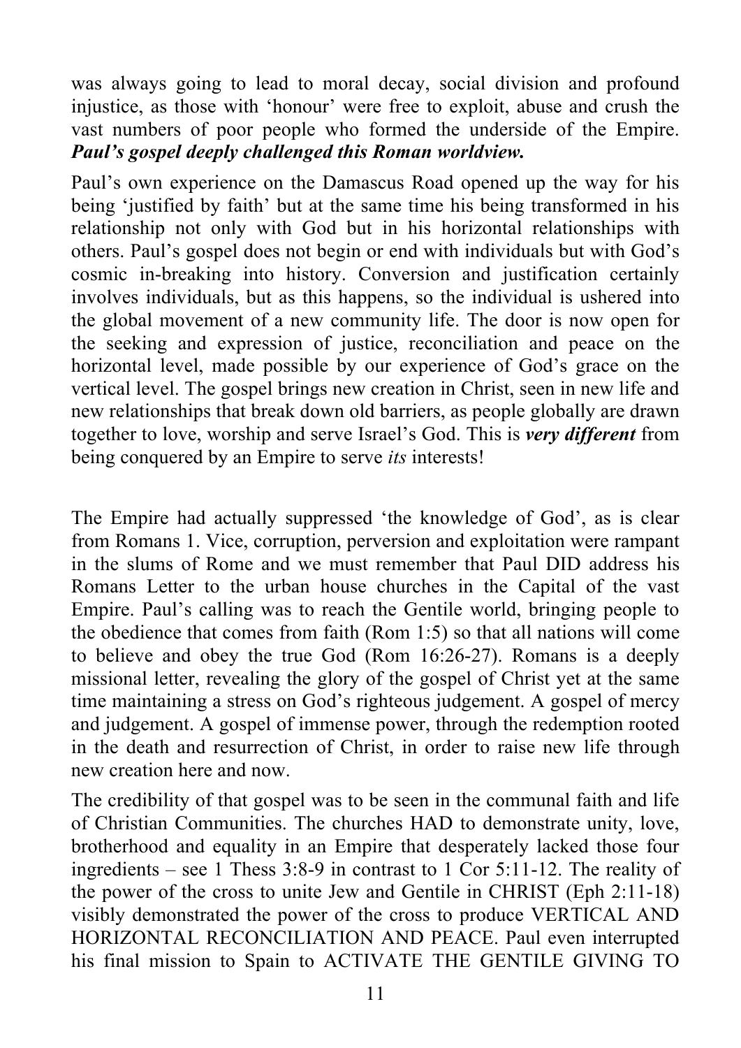was always going to lead to moral decay, social division and profound injustice, as those with 'honour' were free to exploit, abuse and crush the vast numbers of poor people who formed the underside of the Empire. ***Paul's gospel deeply challenged this Roman worldview.***

Paul's own experience on the Damascus Road opened up the way for his being 'justified by faith' but at the same time his being transformed in his relationship not only with God but in his horizontal relationships with others. Paul's gospel does not begin or end with individuals but with God's cosmic in-breaking into history. Conversion and justification certainly involves individuals, but as this happens, so the individual is ushered into the global movement of a new community life. The door is now open for the seeking and expression of justice, reconciliation and peace on the horizontal level, made possible by our experience of God's grace on the vertical level. The gospel brings new creation in Christ, seen in new life and new relationships that break down old barriers, as people globally are drawn together to love, worship and serve Israel's God. This is ***very different*** from being conquered by an Empire to serve *its* interests!

The Empire had actually suppressed 'the knowledge of God', as is clear from Romans 1. Vice, corruption, perversion and exploitation were rampant in the slums of Rome and we must remember that Paul DID address his Romans Letter to the urban house churches in the Capital of the vast Empire. Paul's calling was to reach the Gentile world, bringing people to the obedience that comes from faith (Rom 1:5) so that all nations will come to believe and obey the true God (Rom 16:26-27). Romans is a deeply missional letter, revealing the glory of the gospel of Christ yet at the same time maintaining a stress on God's righteous judgement. A gospel of mercy and judgement. A gospel of immense power, through the redemption rooted in the death and resurrection of Christ, in order to raise new life through new creation here and now.

The credibility of that gospel was to be seen in the communal faith and life of Christian Communities. The churches HAD to demonstrate unity, love, brotherhood and equality in an Empire that desperately lacked those four ingredients – see 1 Thess 3:8-9 in contrast to 1 Cor 5:11-12. The reality of the power of the cross to unite Jew and Gentile in CHRIST (Eph 2:11-18) visibly demonstrated the power of the cross to produce VERTICAL AND HORIZONTAL RECONCILIATION AND PEACE. Paul even interrupted his final mission to Spain to ACTIVATE THE GENTILE GIVING TO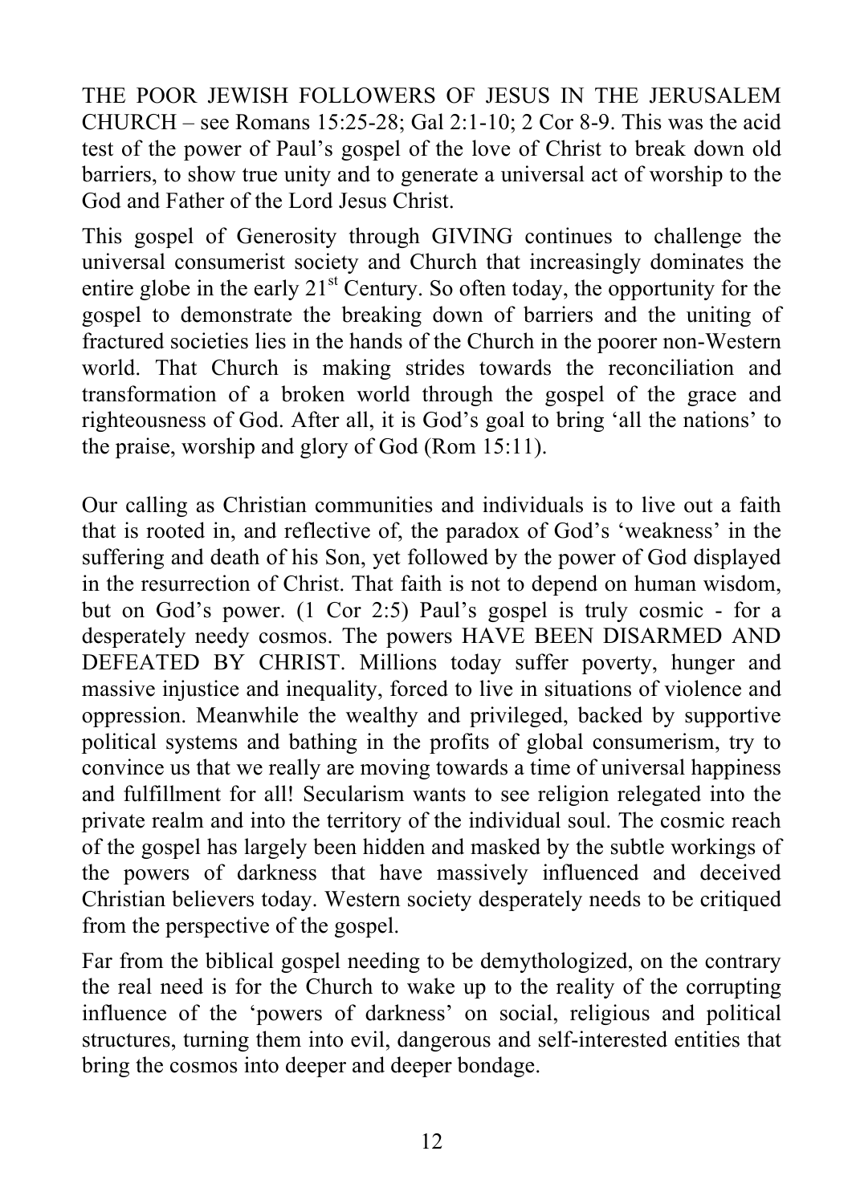THE POOR JEWISH FOLLOWERS OF JESUS IN THE JERUSALEM CHURCH – see Romans 15:25-28; Gal 2:1-10; 2 Cor 8-9. This was the acid test of the power of Paul's gospel of the love of Christ to break down old barriers, to show true unity and to generate a universal act of worship to the God and Father of the Lord Jesus Christ.

This gospel of Generosity through GIVING continues to challenge the universal consumerist society and Church that increasingly dominates the entire globe in the early 21st Century. So often today, the opportunity for the gospel to demonstrate the breaking down of barriers and the uniting of fractured societies lies in the hands of the Church in the poorer non-Western world. That Church is making strides towards the reconciliation and transformation of a broken world through the gospel of the grace and righteousness of God. After all, it is God's goal to bring 'all the nations' to the praise, worship and glory of God (Rom 15:11).

Our calling as Christian communities and individuals is to live out a faith that is rooted in, and reflective of, the paradox of God's 'weakness' in the suffering and death of his Son, yet followed by the power of God displayed in the resurrection of Christ. That faith is not to depend on human wisdom, but on God's power. (1 Cor 2:5) Paul's gospel is truly cosmic - for a desperately needy cosmos. The powers HAVE BEEN DISARMED AND DEFEATED BY CHRIST. Millions today suffer poverty, hunger and massive injustice and inequality, forced to live in situations of violence and oppression. Meanwhile the wealthy and privileged, backed by supportive political systems and bathing in the profits of global consumerism, try to convince us that we really are moving towards a time of universal happiness and fulfillment for all! Secularism wants to see religion relegated into the private realm and into the territory of the individual soul. The cosmic reach of the gospel has largely been hidden and masked by the subtle workings of the powers of darkness that have massively influenced and deceived Christian believers today. Western society desperately needs to be critiqued from the perspective of the gospel.

Far from the biblical gospel needing to be demythologized, on the contrary the real need is for the Church to wake up to the reality of the corrupting influence of the 'powers of darkness' on social, religious and political structures, turning them into evil, dangerous and self-interested entities that bring the cosmos into deeper and deeper bondage.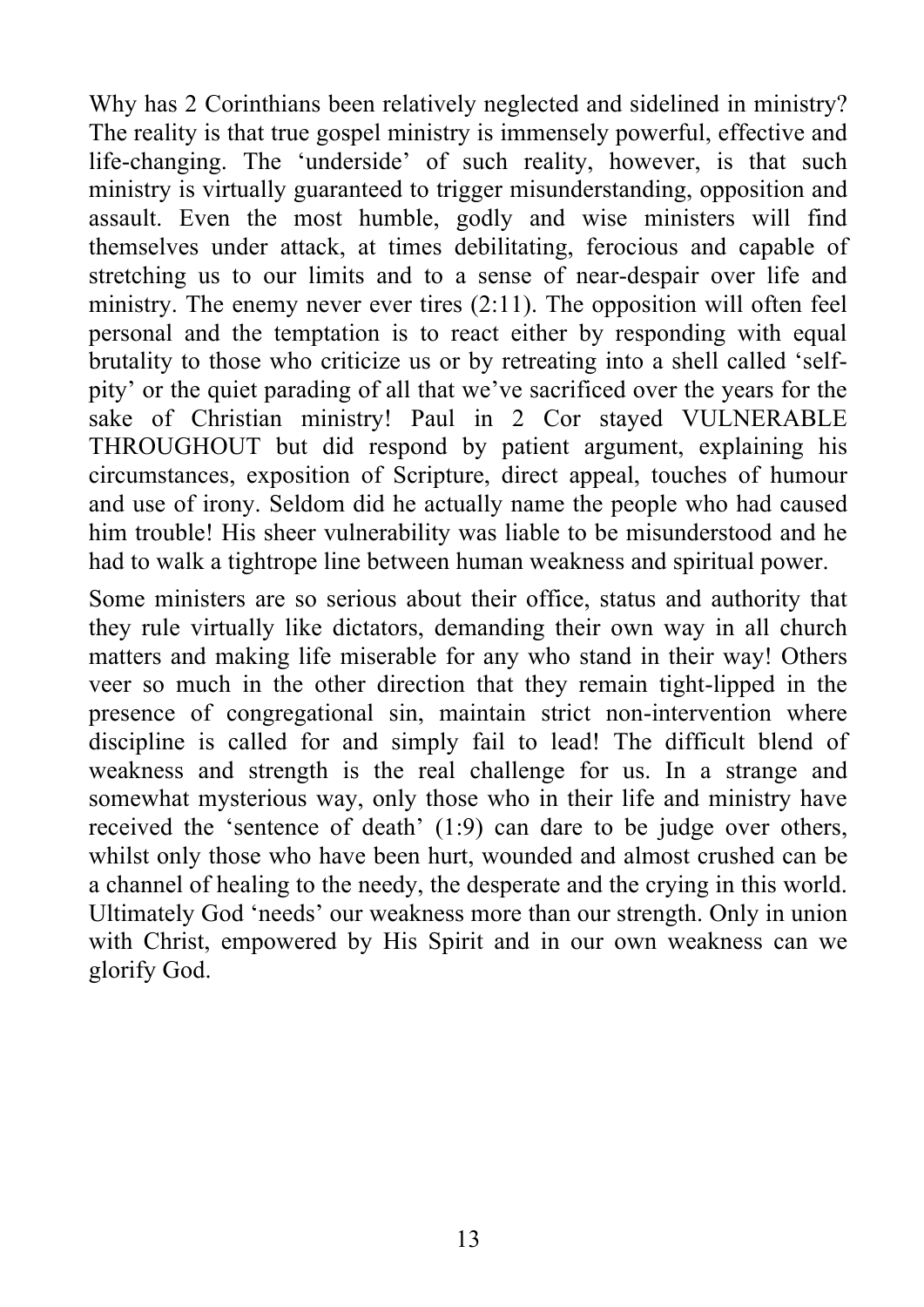Why has 2 Corinthians been relatively neglected and sidelined in ministry? The reality is that true gospel ministry is immensely powerful, effective and life-changing. The 'underside' of such reality, however, is that such ministry is virtually guaranteed to trigger misunderstanding, opposition and assault. Even the most humble, godly and wise ministers will find themselves under attack, at times debilitating, ferocious and capable of stretching us to our limits and to a sense of near-despair over life and ministry. The enemy never ever tires (2:11). The opposition will often feel personal and the temptation is to react either by responding with equal brutality to those who criticize us or by retreating into a shell called 'self-pity' or the quiet parading of all that we've sacrificed over the years for the sake of Christian ministry! Paul in 2 Cor stayed VULNERABLE THROUGHOUT but did respond by patient argument, explaining his circumstances, exposition of Scripture, direct appeal, touches of humour and use of irony. Seldom did he actually name the people who had caused him trouble! His sheer vulnerability was liable to be misunderstood and he had to walk a tightrope line between human weakness and spiritual power.

Some ministers are so serious about their office, status and authority that they rule virtually like dictators, demanding their own way in all church matters and making life miserable for any who stand in their way! Others veer so much in the other direction that they remain tight-lipped in the presence of congregational sin, maintain strict non-intervention where discipline is called for and simply fail to lead! The difficult blend of weakness and strength is the real challenge for us. In a strange and somewhat mysterious way, only those who in their life and ministry have received the 'sentence of death' (1:9) can dare to be judge over others, whilst only those who have been hurt, wounded and almost crushed can be a channel of healing to the needy, the desperate and the crying in this world. Ultimately God 'needs' our weakness more than our strength. Only in union with Christ, empowered by His Spirit and in our own weakness can we glorify God.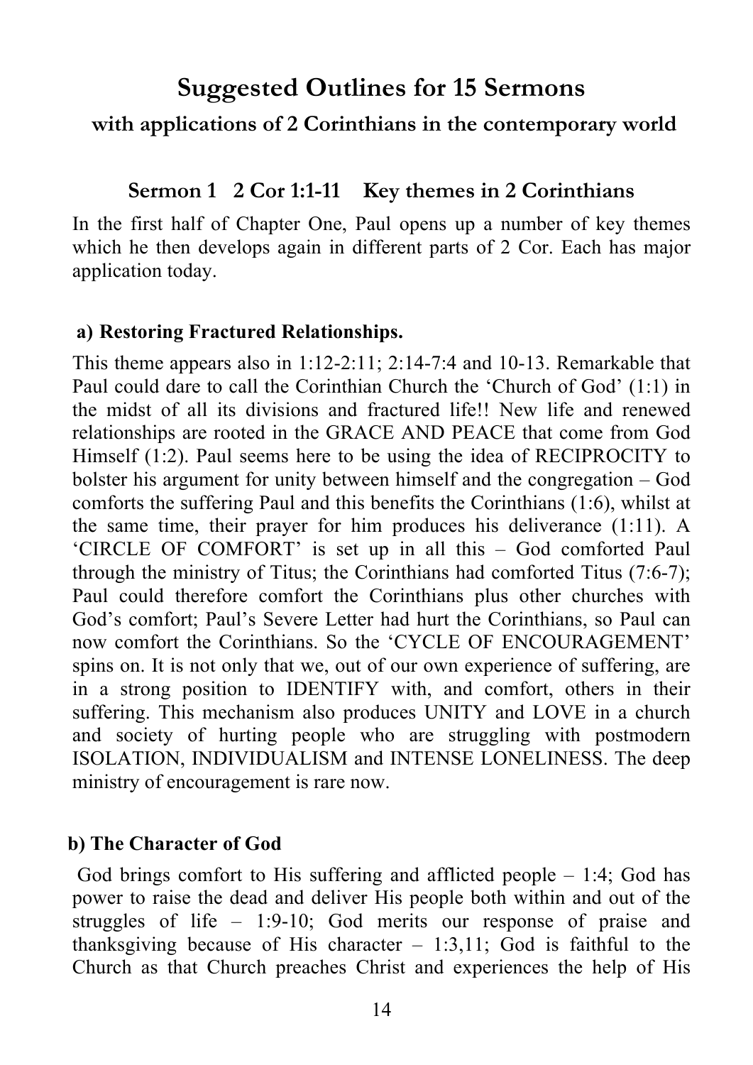# Suggested Outlines for 15 Sermons

## with applications of 2 Corinthians in the contemporary world

### Sermon 1 2 Cor 1:1-11 Key themes in 2 Corinthians

In the first half of Chapter One, Paul opens up a number of key themes which he then develops again in different parts of 2 Cor. Each has major application today.

#### a) Restoring Fractured Relationships.

This theme appears also in 1:12-2:11; 2:14-7:4 and 10-13. Remarkable that Paul could dare to call the Corinthian Church the 'Church of God' (1:1) in the midst of all its divisions and fractured life!! New life and renewed relationships are rooted in the GRACE AND PEACE that come from God Himself (1:2). Paul seems here to be using the idea of RECIPROCITY to bolster his argument for unity between himself and the congregation – God comforts the suffering Paul and this benefits the Corinthians (1:6), whilst at the same time, their prayer for him produces his deliverance (1:11). A 'CIRCLE OF COMFORT' is set up in all this – God comforted Paul through the ministry of Titus; the Corinthians had comforted Titus (7:6-7); Paul could therefore comfort the Corinthians plus other churches with God's comfort; Paul's Severe Letter had hurt the Corinthians, so Paul can now comfort the Corinthians. So the 'CYCLE OF ENCOURAGEMENT' spins on. It is not only that we, out of our own experience of suffering, are in a strong position to IDENTIFY with, and comfort, others in their suffering. This mechanism also produces UNITY and LOVE in a church and society of hurting people who are struggling with postmodern ISOLATION, INDIVIDUALISM and INTENSE LONELINESS. The deep ministry of encouragement is rare now.

#### b) The Character of God

God brings comfort to His suffering and afflicted people – 1:4; God has power to raise the dead and deliver His people both within and out of the struggles of life – 1:9-10; God merits our response of praise and thanksgiving because of His character – 1:3,11; God is faithful to the Church as that Church preaches Christ and experiences the help of His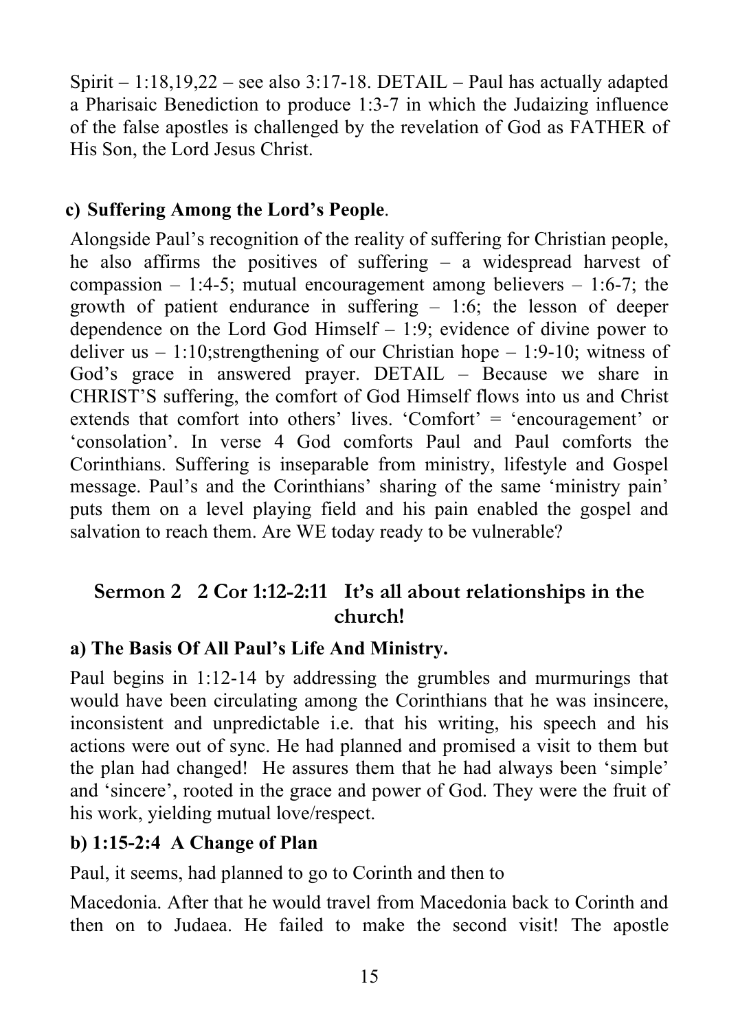Spirit – 1:18,19,22 – see also 3:17-18. DETAIL – Paul has actually adapted a Pharisaic Benediction to produce 1:3-7 in which the Judaizing influence of the false apostles is challenged by the revelation of God as FATHER of His Son, the Lord Jesus Christ.

**c) Suffering Among the Lord's People**.

Alongside Paul's recognition of the reality of suffering for Christian people, he also affirms the positives of suffering – a widespread harvest of compassion – 1:4-5; mutual encouragement among believers – 1:6-7; the growth of patient endurance in suffering – 1:6; the lesson of deeper dependence on the Lord God Himself – 1:9; evidence of divine power to deliver us – 1:10;strengthening of our Christian hope – 1:9-10; witness of God's grace in answered prayer. DETAIL – Because we share in CHRIST'S suffering, the comfort of God Himself flows into us and Christ extends that comfort into others' lives. 'Comfort' = 'encouragement' or 'consolation'. In verse 4 God comforts Paul and Paul comforts the Corinthians. Suffering is inseparable from ministry, lifestyle and Gospel message. Paul's and the Corinthians' sharing of the same 'ministry pain' puts them on a level playing field and his pain enabled the gospel and salvation to reach them. Are WE today ready to be vulnerable?

## Sermon 2 2 Cor 1:12-2:11 It's all about relationships in the church!

**a) The Basis Of All Paul's Life And Ministry.**

Paul begins in 1:12-14 by addressing the grumbles and murmurings that would have been circulating among the Corinthians that he was insincere, inconsistent and unpredictable i.e. that his writing, his speech and his actions were out of sync. He had planned and promised a visit to them but the plan had changed! He assures them that he had always been 'simple' and 'sincere', rooted in the grace and power of God. They were the fruit of his work, yielding mutual love/respect.

**b) 1:15-2:4 A Change of Plan**

Paul, it seems, had planned to go to Corinth and then to

Macedonia. After that he would travel from Macedonia back to Corinth and then on to Judaea. He failed to make the second visit! The apostle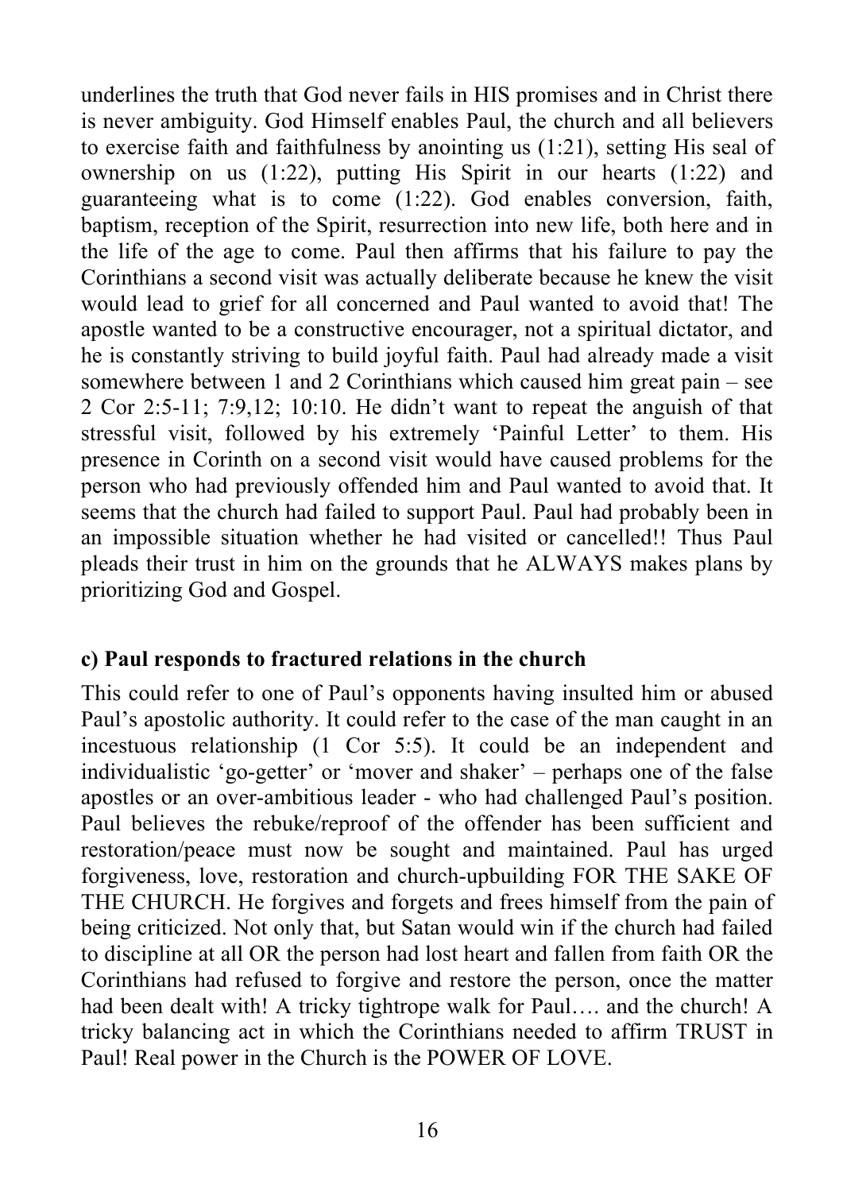underlines the truth that God never fails in HIS promises and in Christ there is never ambiguity. God Himself enables Paul, the church and all believers to exercise faith and faithfulness by anointing us (1:21), setting His seal of ownership on us (1:22), putting His Spirit in our hearts (1:22) and guaranteeing what is to come (1:22). God enables conversion, faith, baptism, reception of the Spirit, resurrection into new life, both here and in the life of the age to come. Paul then affirms that his failure to pay the Corinthians a second visit was actually deliberate because he knew the visit would lead to grief for all concerned and Paul wanted to avoid that! The apostle wanted to be a constructive encourager, not a spiritual dictator, and he is constantly striving to build joyful faith. Paul had already made a visit somewhere between 1 and 2 Corinthians which caused him great pain – see 2 Cor 2:5-11; 7:9,12; 10:10. He didn't want to repeat the anguish of that stressful visit, followed by his extremely 'Painful Letter' to them. His presence in Corinth on a second visit would have caused problems for the person who had previously offended him and Paul wanted to avoid that. It seems that the church had failed to support Paul. Paul had probably been in an impossible situation whether he had visited or cancelled!! Thus Paul pleads their trust in him on the grounds that he ALWAYS makes plans by prioritizing God and Gospel.

**c) Paul responds to fractured relations in the church**

This could refer to one of Paul's opponents having insulted him or abused Paul's apostolic authority. It could refer to the case of the man caught in an incestuous relationship (1 Cor 5:5). It could be an independent and individualistic 'go-getter' or 'mover and shaker' – perhaps one of the false apostles or an over-ambitious leader - who had challenged Paul's position. Paul believes the rebuke/reproof of the offender has been sufficient and restoration/peace must now be sought and maintained. Paul has urged forgiveness, love, restoration and church-upbuilding FOR THE SAKE OF THE CHURCH. He forgives and forgets and frees himself from the pain of being criticized. Not only that, but Satan would win if the church had failed to discipline at all OR the person had lost heart and fallen from faith OR the Corinthians had refused to forgive and restore the person, once the matter had been dealt with! A tricky tightrope walk for Paul…. and the church! A tricky balancing act in which the Corinthians needed to affirm TRUST in Paul! Real power in the Church is the POWER OF LOVE.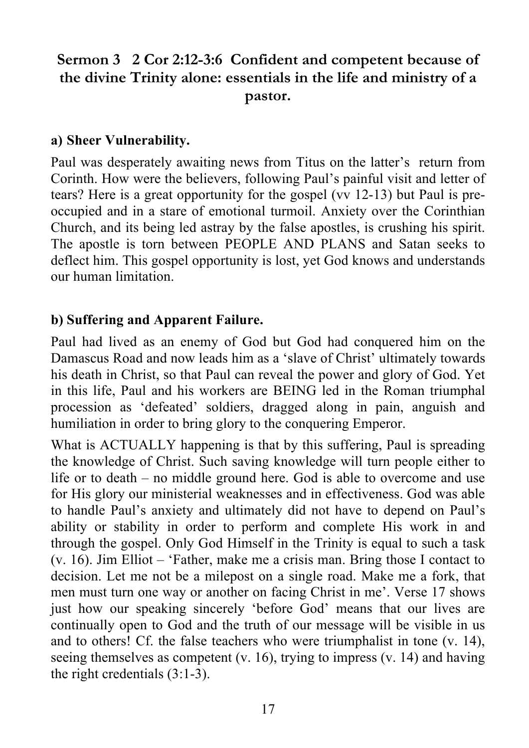## Sermon 3 2 Cor 2:12-3:6 Confident and competent because of the divine Trinity alone: essentials in the life and ministry of a pastor.

### a) Sheer Vulnerability.

Paul was desperately awaiting news from Titus on the latter's return from Corinth. How were the believers, following Paul's painful visit and letter of tears? Here is a great opportunity for the gospel (vv 12-13) but Paul is pre-occupied and in a stare of emotional turmoil. Anxiety over the Corinthian Church, and its being led astray by the false apostles, is crushing his spirit. The apostle is torn between PEOPLE AND PLANS and Satan seeks to deflect him. This gospel opportunity is lost, yet God knows and understands our human limitation.

### b) Suffering and Apparent Failure.

Paul had lived as an enemy of God but God had conquered him on the Damascus Road and now leads him as a 'slave of Christ' ultimately towards his death in Christ, so that Paul can reveal the power and glory of God. Yet in this life, Paul and his workers are BEING led in the Roman triumphal procession as 'defeated' soldiers, dragged along in pain, anguish and humiliation in order to bring glory to the conquering Emperor.

What is ACTUALLY happening is that by this suffering, Paul is spreading the knowledge of Christ. Such saving knowledge will turn people either to life or to death – no middle ground here. God is able to overcome and use for His glory our ministerial weaknesses and in effectiveness. God was able to handle Paul's anxiety and ultimately did not have to depend on Paul's ability or stability in order to perform and complete His work in and through the gospel. Only God Himself in the Trinity is equal to such a task (v. 16). Jim Elliot – 'Father, make me a crisis man. Bring those I contact to decision. Let me not be a milepost on a single road. Make me a fork, that men must turn one way or another on facing Christ in me'. Verse 17 shows just how our speaking sincerely 'before God' means that our lives are continually open to God and the truth of our message will be visible in us and to others! Cf. the false teachers who were triumphalist in tone (v. 14), seeing themselves as competent (v. 16), trying to impress (v. 14) and having the right credentials (3:1-3).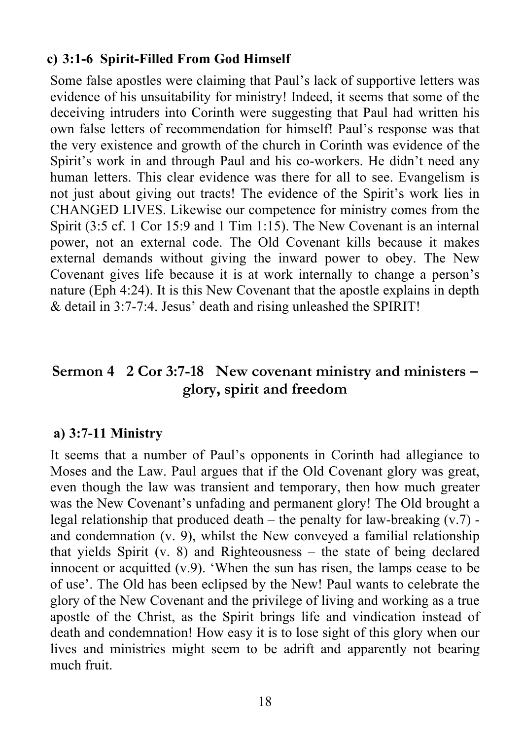**c) 3:1-6  Spirit-Filled From God Himself**

Some false apostles were claiming that Paul's lack of supportive letters was evidence of his unsuitability for ministry! Indeed, it seems that some of the deceiving intruders into Corinth were suggesting that Paul had written his own false letters of recommendation for himself! Paul's response was that the very existence and growth of the church in Corinth was evidence of the Spirit's work in and through Paul and his co-workers. He didn't need any human letters. This clear evidence was there for all to see. Evangelism is not just about giving out tracts! The evidence of the Spirit's work lies in CHANGED LIVES. Likewise our competence for ministry comes from the Spirit (3:5 cf. 1 Cor 15:9 and 1 Tim 1:15). The New Covenant is an internal power, not an external code. The Old Covenant kills because it makes external demands without giving the inward power to obey. The New Covenant gives life because it is at work internally to change a person's nature (Eph 4:24). It is this New Covenant that the apostle explains in depth & detail in 3:7-7:4. Jesus' death and rising unleashed the SPIRIT!

## Sermon 4   2 Cor 3:7-18   New covenant ministry and ministers – glory, spirit and freedom

**a) 3:7-11 Ministry**

It seems that a number of Paul's opponents in Corinth had allegiance to Moses and the Law. Paul argues that if the Old Covenant glory was great, even though the law was transient and temporary, then how much greater was the New Covenant's unfading and permanent glory! The Old brought a legal relationship that produced death – the penalty for law-breaking (v.7) - and condemnation (v. 9), whilst the New conveyed a familial relationship that yields Spirit (v. 8) and Righteousness – the state of being declared innocent or acquitted (v.9). 'When the sun has risen, the lamps cease to be of use'. The Old has been eclipsed by the New! Paul wants to celebrate the glory of the New Covenant and the privilege of living and working as a true apostle of the Christ, as the Spirit brings life and vindication instead of death and condemnation! How easy it is to lose sight of this glory when our lives and ministries might seem to be adrift and apparently not bearing much fruit.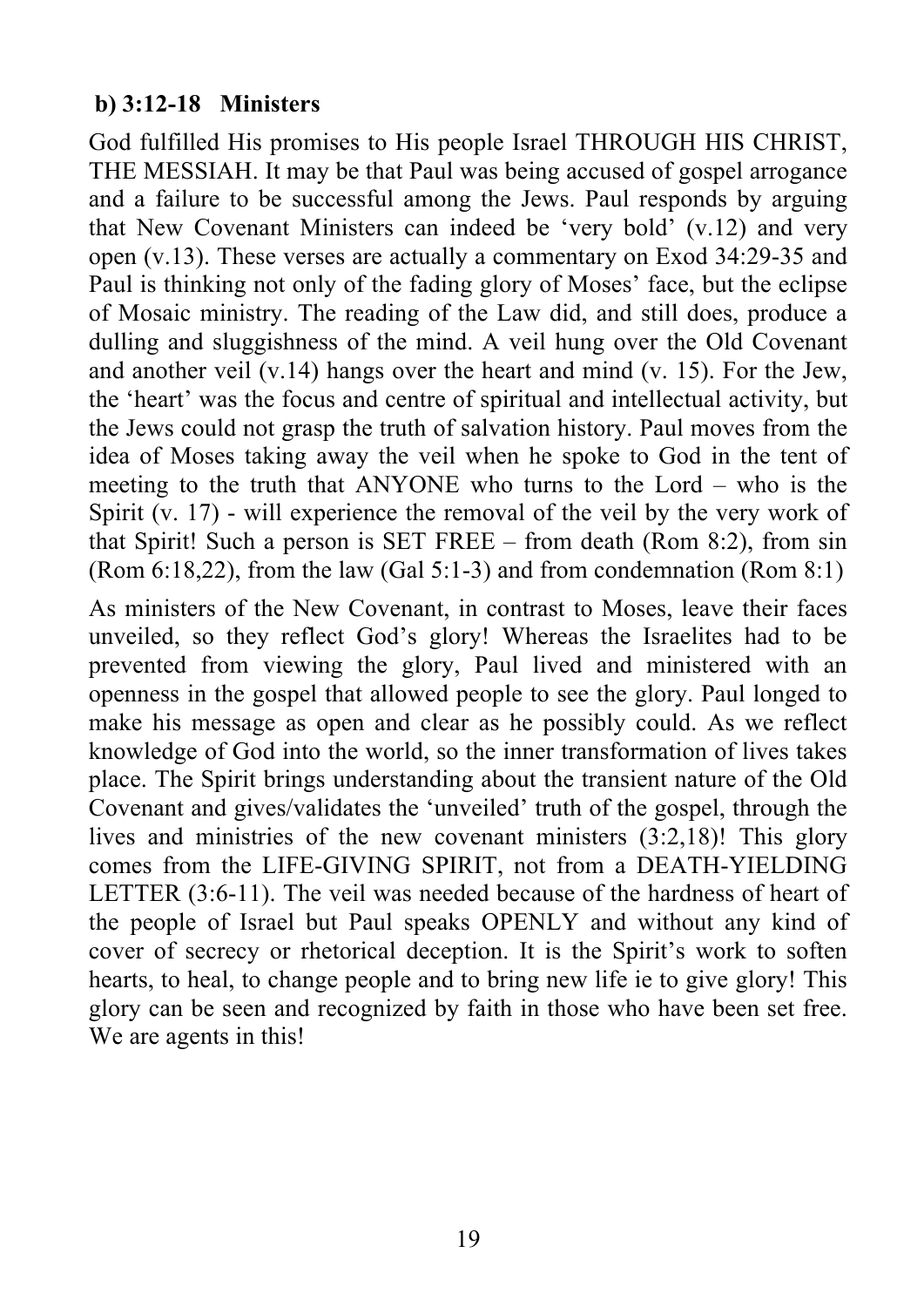**b) 3:12-18 Ministers**

God fulfilled His promises to His people Israel THROUGH HIS CHRIST, THE MESSIAH. It may be that Paul was being accused of gospel arrogance and a failure to be successful among the Jews. Paul responds by arguing that New Covenant Ministers can indeed be 'very bold' (v.12) and very open (v.13). These verses are actually a commentary on Exod 34:29-35 and Paul is thinking not only of the fading glory of Moses' face, but the eclipse of Mosaic ministry. The reading of the Law did, and still does, produce a dulling and sluggishness of the mind. A veil hung over the Old Covenant and another veil (v.14) hangs over the heart and mind (v. 15). For the Jew, the 'heart' was the focus and centre of spiritual and intellectual activity, but the Jews could not grasp the truth of salvation history. Paul moves from the idea of Moses taking away the veil when he spoke to God in the tent of meeting to the truth that ANYONE who turns to the Lord – who is the Spirit (v. 17) - will experience the removal of the veil by the very work of that Spirit! Such a person is SET FREE – from death (Rom 8:2), from sin (Rom 6:18,22), from the law (Gal 5:1-3) and from condemnation (Rom 8:1)

As ministers of the New Covenant, in contrast to Moses, leave their faces unveiled, so they reflect God's glory! Whereas the Israelites had to be prevented from viewing the glory, Paul lived and ministered with an openness in the gospel that allowed people to see the glory. Paul longed to make his message as open and clear as he possibly could. As we reflect knowledge of God into the world, so the inner transformation of lives takes place. The Spirit brings understanding about the transient nature of the Old Covenant and gives/validates the 'unveiled' truth of the gospel, through the lives and ministries of the new covenant ministers (3:2,18)! This glory comes from the LIFE-GIVING SPIRIT, not from a DEATH-YIELDING LETTER (3:6-11). The veil was needed because of the hardness of heart of the people of Israel but Paul speaks OPENLY and without any kind of cover of secrecy or rhetorical deception. It is the Spirit's work to soften hearts, to heal, to change people and to bring new life ie to give glory! This glory can be seen and recognized by faith in those who have been set free. We are agents in this!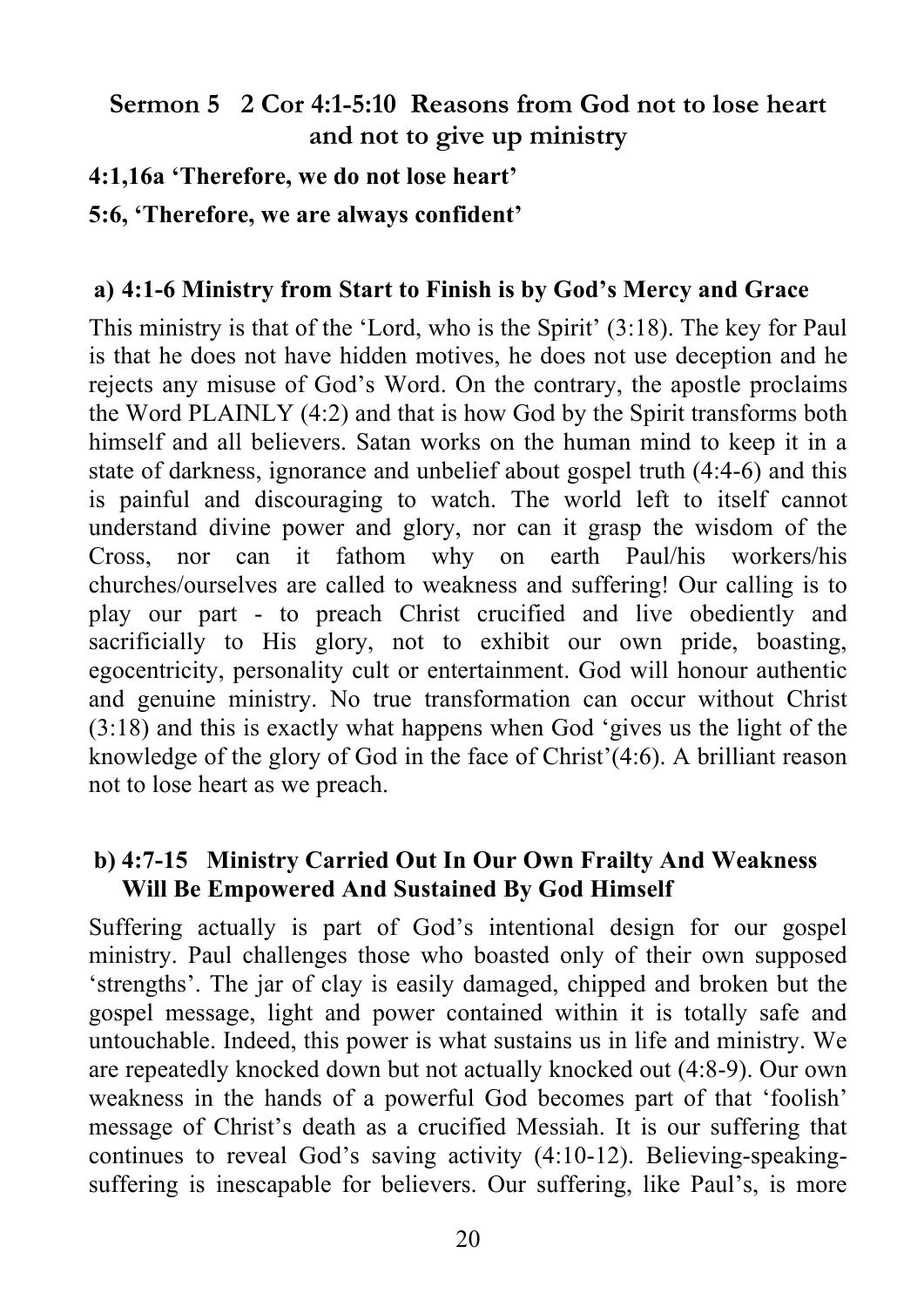## Sermon 5 2 Cor 4:1-5:10 Reasons from God not to lose heart and not to give up ministry

**4:1,16a 'Therefore, we do not lose heart'**

**5:6, 'Therefore, we are always confident'**

### a) 4:1-6 Ministry from Start to Finish is by God's Mercy and Grace

This ministry is that of the 'Lord, who is the Spirit' (3:18). The key for Paul is that he does not have hidden motives, he does not use deception and he rejects any misuse of God's Word. On the contrary, the apostle proclaims the Word PLAINLY (4:2) and that is how God by the Spirit transforms both himself and all believers. Satan works on the human mind to keep it in a state of darkness, ignorance and unbelief about gospel truth (4:4-6) and this is painful and discouraging to watch. The world left to itself cannot understand divine power and glory, nor can it grasp the wisdom of the Cross, nor can it fathom why on earth Paul/his workers/his churches/ourselves are called to weakness and suffering! Our calling is to play our part - to preach Christ crucified and live obediently and sacrificially to His glory, not to exhibit our own pride, boasting, egocentricity, personality cult or entertainment. God will honour authentic and genuine ministry. No true transformation can occur without Christ (3:18) and this is exactly what happens when God 'gives us the light of the knowledge of the glory of God in the face of Christ'(4:6). A brilliant reason not to lose heart as we preach.

### b) 4:7-15 Ministry Carried Out In Our Own Frailty And Weakness Will Be Empowered And Sustained By God Himself

Suffering actually is part of God's intentional design for our gospel ministry. Paul challenges those who boasted only of their own supposed 'strengths'. The jar of clay is easily damaged, chipped and broken but the gospel message, light and power contained within it is totally safe and untouchable. Indeed, this power is what sustains us in life and ministry. We are repeatedly knocked down but not actually knocked out (4:8-9). Our own weakness in the hands of a powerful God becomes part of that 'foolish' message of Christ's death as a crucified Messiah. It is our suffering that continues to reveal God's saving activity (4:10-12). Believing-speaking-suffering is inescapable for believers. Our suffering, like Paul's, is more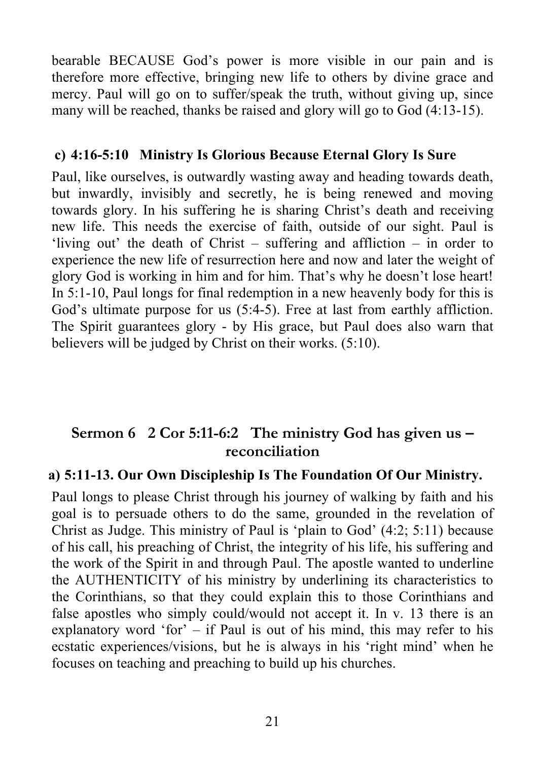bearable BECAUSE God's power is more visible in our pain and is therefore more effective, bringing new life to others by divine grace and mercy. Paul will go on to suffer/speak the truth, without giving up, since many will be reached, thanks be raised and glory will go to God (4:13-15).

### c) 4:16-5:10 Ministry Is Glorious Because Eternal Glory Is Sure

Paul, like ourselves, is outwardly wasting away and heading towards death, but inwardly, invisibly and secretly, he is being renewed and moving towards glory. In his suffering he is sharing Christ's death and receiving new life. This needs the exercise of faith, outside of our sight. Paul is 'living out' the death of Christ – suffering and affliction – in order to experience the new life of resurrection here and now and later the weight of glory God is working in him and for him. That's why he doesn't lose heart! In 5:1-10, Paul longs for final redemption in a new heavenly body for this is God's ultimate purpose for us (5:4-5). Free at last from earthly affliction. The Spirit guarantees glory - by His grace, but Paul does also warn that believers will be judged by Christ on their works. (5:10).

## Sermon 6 2 Cor 5:11-6:2 The ministry God has given us – reconciliation

### a) 5:11-13. Our Own Discipleship Is The Foundation Of Our Ministry.

Paul longs to please Christ through his journey of walking by faith and his goal is to persuade others to do the same, grounded in the revelation of Christ as Judge. This ministry of Paul is 'plain to God' (4:2; 5:11) because of his call, his preaching of Christ, the integrity of his life, his suffering and the work of the Spirit in and through Paul. The apostle wanted to underline the AUTHENTICITY of his ministry by underlining its characteristics to the Corinthians, so that they could explain this to those Corinthians and false apostles who simply could/would not accept it. In v. 13 there is an explanatory word 'for' – if Paul is out of his mind, this may refer to his ecstatic experiences/visions, but he is always in his 'right mind' when he focuses on teaching and preaching to build up his churches.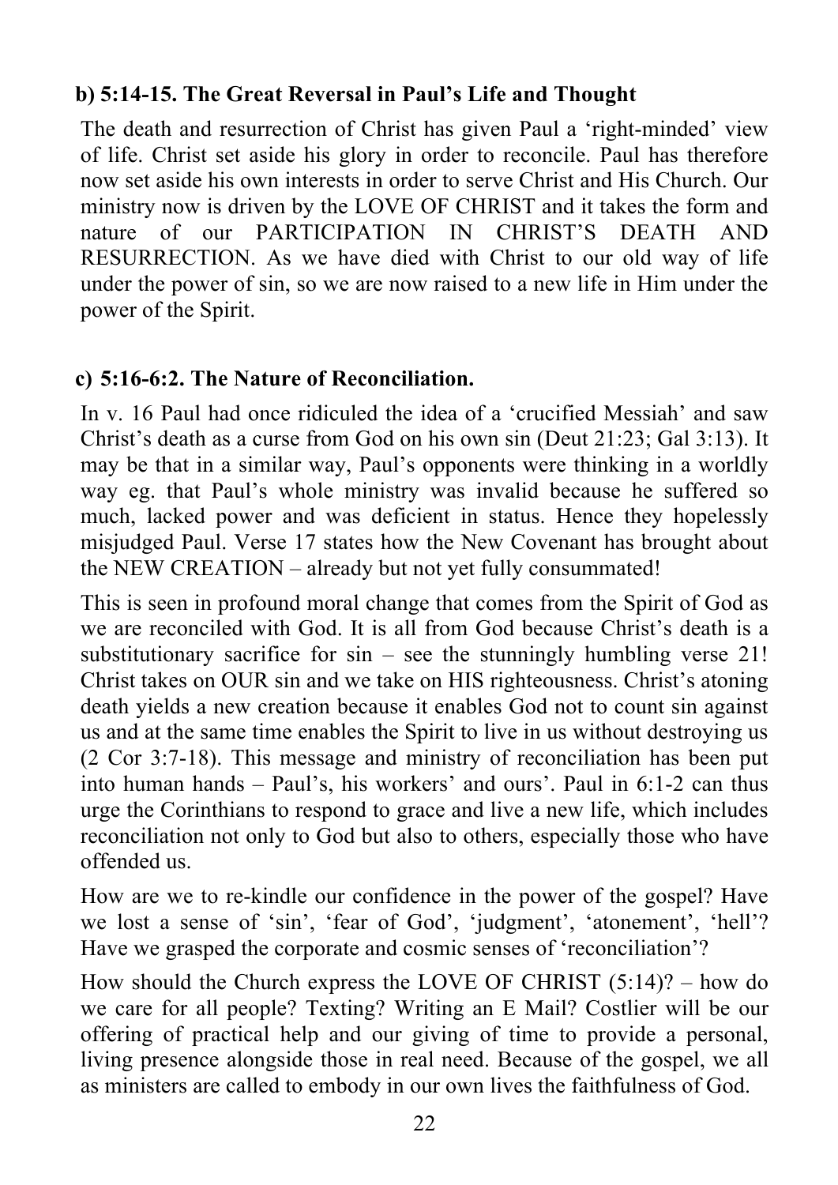### b) 5:14-15. The Great Reversal in Paul's Life and Thought

The death and resurrection of Christ has given Paul a 'right-minded' view of life. Christ set aside his glory in order to reconcile. Paul has therefore now set aside his own interests in order to serve Christ and His Church. Our ministry now is driven by the LOVE OF CHRIST and it takes the form and nature of our PARTICIPATION IN CHRIST'S DEATH AND RESURRECTION. As we have died with Christ to our old way of life under the power of sin, so we are now raised to a new life in Him under the power of the Spirit.

### c) 5:16-6:2. The Nature of Reconciliation.

In v. 16 Paul had once ridiculed the idea of a 'crucified Messiah' and saw Christ's death as a curse from God on his own sin (Deut 21:23; Gal 3:13). It may be that in a similar way, Paul's opponents were thinking in a worldly way eg. that Paul's whole ministry was invalid because he suffered so much, lacked power and was deficient in status. Hence they hopelessly misjudged Paul. Verse 17 states how the New Covenant has brought about the NEW CREATION – already but not yet fully consummated!

This is seen in profound moral change that comes from the Spirit of God as we are reconciled with God. It is all from God because Christ's death is a substitutionary sacrifice for sin – see the stunningly humbling verse 21! Christ takes on OUR sin and we take on HIS righteousness. Christ's atoning death yields a new creation because it enables God not to count sin against us and at the same time enables the Spirit to live in us without destroying us (2 Cor 3:7-18). This message and ministry of reconciliation has been put into human hands – Paul's, his workers' and ours'. Paul in 6:1-2 can thus urge the Corinthians to respond to grace and live a new life, which includes reconciliation not only to God but also to others, especially those who have offended us.

How are we to re-kindle our confidence in the power of the gospel? Have we lost a sense of 'sin', 'fear of God', 'judgment', 'atonement', 'hell'? Have we grasped the corporate and cosmic senses of 'reconciliation'?

How should the Church express the LOVE OF CHRIST (5:14)? – how do we care for all people? Texting? Writing an E Mail? Costlier will be our offering of practical help and our giving of time to provide a personal, living presence alongside those in real need. Because of the gospel, we all as ministers are called to embody in our own lives the faithfulness of God.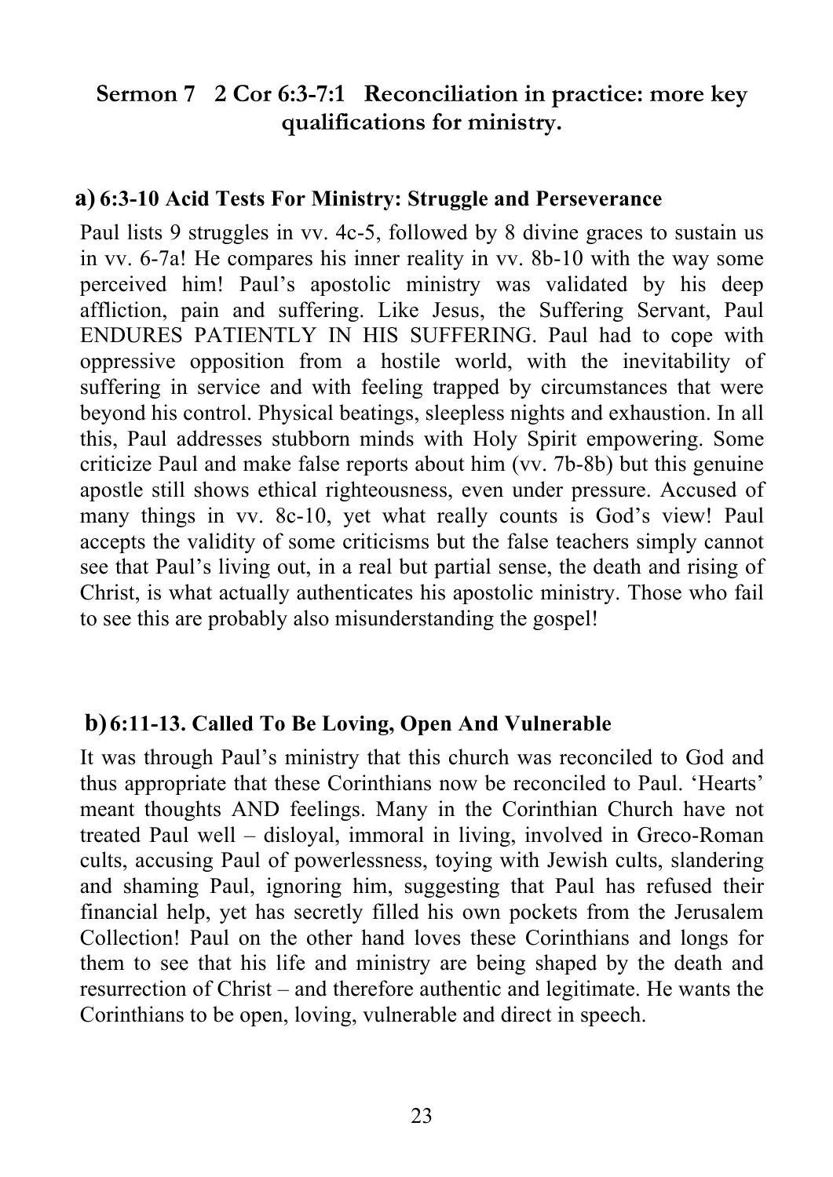## Sermon 7   2 Cor 6:3-7:1   Reconciliation in practice: more key qualifications for ministry.

### a) 6:3-10 Acid Tests For Ministry: Struggle and Perseverance

Paul lists 9 struggles in vv. 4c-5, followed by 8 divine graces to sustain us in vv. 6-7a! He compares his inner reality in vv. 8b-10 with the way some perceived him! Paul's apostolic ministry was validated by his deep affliction, pain and suffering. Like Jesus, the Suffering Servant, Paul ENDURES PATIENTLY IN HIS SUFFERING. Paul had to cope with oppressive opposition from a hostile world, with the inevitability of suffering in service and with feeling trapped by circumstances that were beyond his control. Physical beatings, sleepless nights and exhaustion. In all this, Paul addresses stubborn minds with Holy Spirit empowering. Some criticize Paul and make false reports about him (vv. 7b-8b) but this genuine apostle still shows ethical righteousness, even under pressure. Accused of many things in vv. 8c-10, yet what really counts is God's view! Paul accepts the validity of some criticisms but the false teachers simply cannot see that Paul's living out, in a real but partial sense, the death and rising of Christ, is what actually authenticates his apostolic ministry. Those who fail to see this are probably also misunderstanding the gospel!

### b) 6:11-13. Called To Be Loving, Open And Vulnerable

It was through Paul's ministry that this church was reconciled to God and thus appropriate that these Corinthians now be reconciled to Paul. 'Hearts' meant thoughts AND feelings. Many in the Corinthian Church have not treated Paul well – disloyal, immoral in living, involved in Greco-Roman cults, accusing Paul of powerlessness, toying with Jewish cults, slandering and shaming Paul, ignoring him, suggesting that Paul has refused their financial help, yet has secretly filled his own pockets from the Jerusalem Collection! Paul on the other hand loves these Corinthians and longs for them to see that his life and ministry are being shaped by the death and resurrection of Christ – and therefore authentic and legitimate. He wants the Corinthians to be open, loving, vulnerable and direct in speech.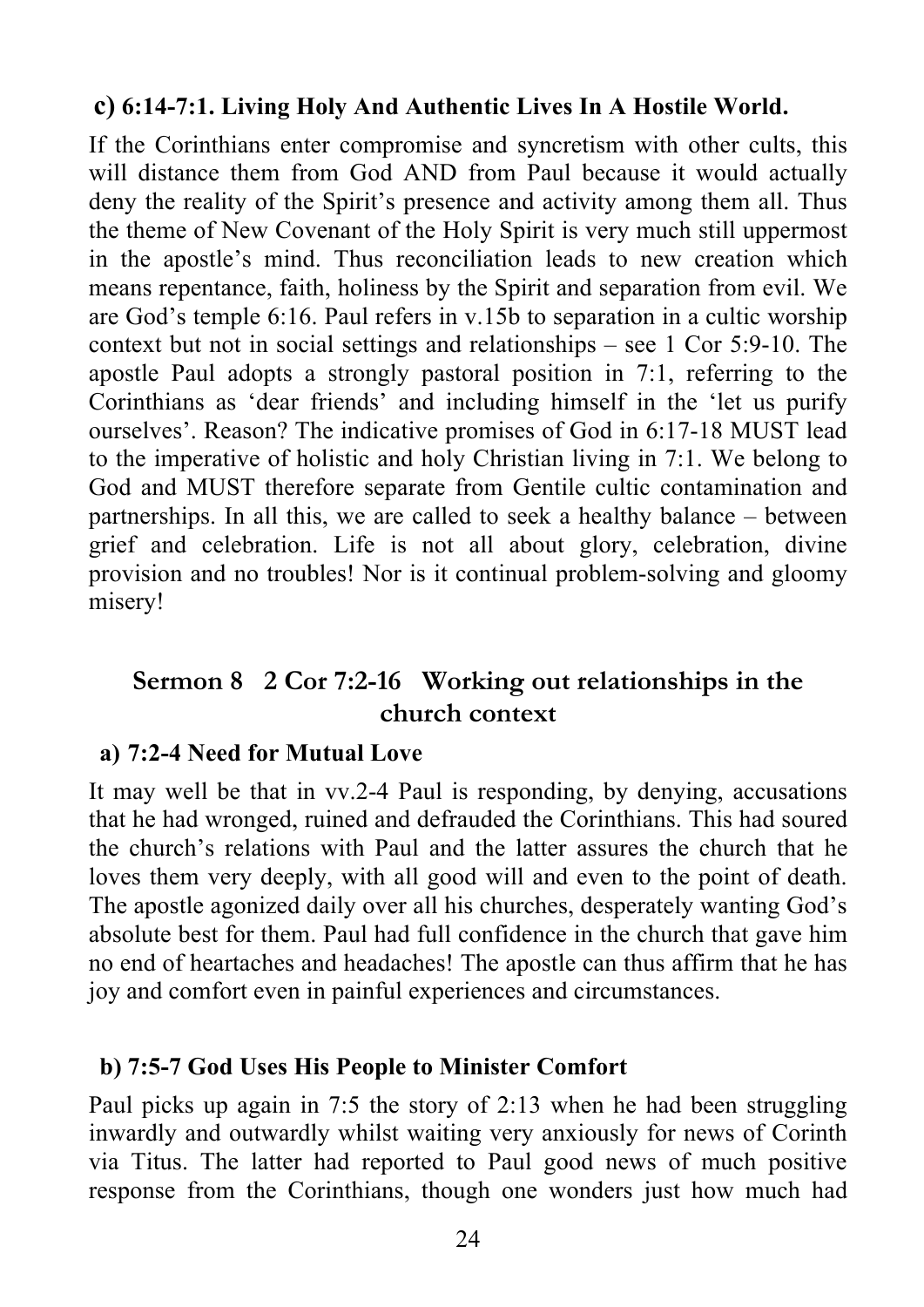### c) 6:14-7:1. Living Holy And Authentic Lives In A Hostile World.

If the Corinthians enter compromise and syncretism with other cults, this will distance them from God AND from Paul because it would actually deny the reality of the Spirit's presence and activity among them all. Thus the theme of New Covenant of the Holy Spirit is very much still uppermost in the apostle's mind. Thus reconciliation leads to new creation which means repentance, faith, holiness by the Spirit and separation from evil. We are God's temple 6:16. Paul refers in v.15b to separation in a cultic worship context but not in social settings and relationships – see 1 Cor 5:9-10. The apostle Paul adopts a strongly pastoral position in 7:1, referring to the Corinthians as 'dear friends' and including himself in the 'let us purify ourselves'. Reason? The indicative promises of God in 6:17-18 MUST lead to the imperative of holistic and holy Christian living in 7:1. We belong to God and MUST therefore separate from Gentile cultic contamination and partnerships. In all this, we are called to seek a healthy balance – between grief and celebration. Life is not all about glory, celebration, divine provision and no troubles! Nor is it continual problem-solving and gloomy misery!

## Sermon 8 2 Cor 7:2-16 Working out relationships in the church context

### a) 7:2-4 Need for Mutual Love

It may well be that in vv.2-4 Paul is responding, by denying, accusations that he had wronged, ruined and defrauded the Corinthians. This had soured the church's relations with Paul and the latter assures the church that he loves them very deeply, with all good will and even to the point of death. The apostle agonized daily over all his churches, desperately wanting God's absolute best for them. Paul had full confidence in the church that gave him no end of heartaches and headaches! The apostle can thus affirm that he has joy and comfort even in painful experiences and circumstances.

### b) 7:5-7 God Uses His People to Minister Comfort

Paul picks up again in 7:5 the story of 2:13 when he had been struggling inwardly and outwardly whilst waiting very anxiously for news of Corinth via Titus. The latter had reported to Paul good news of much positive response from the Corinthians, though one wonders just how much had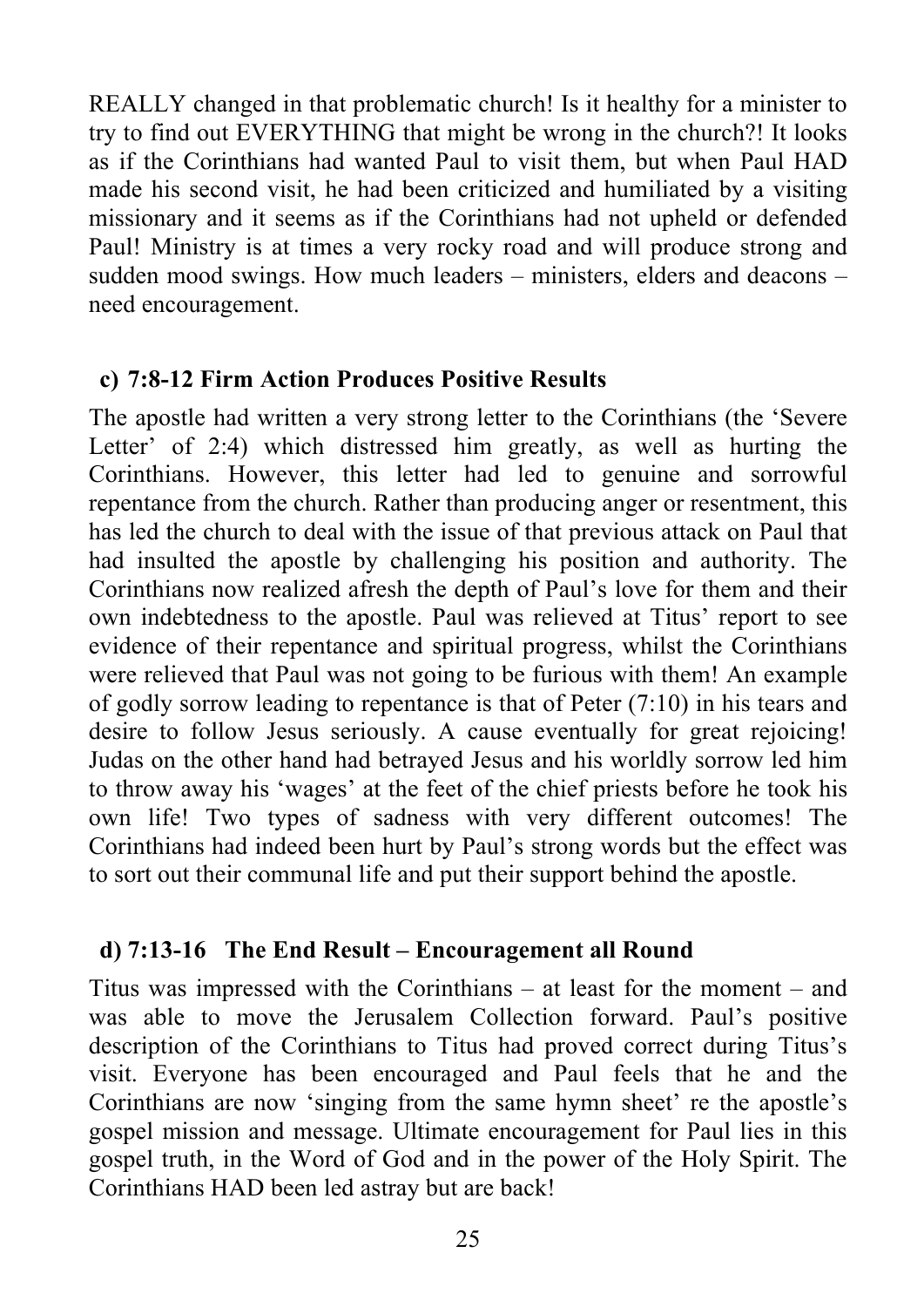REALLY changed in that problematic church! Is it healthy for a minister to try to find out EVERYTHING that might be wrong in the church?! It looks as if the Corinthians had wanted Paul to visit them, but when Paul HAD made his second visit, he had been criticized and humiliated by a visiting missionary and it seems as if the Corinthians had not upheld or defended Paul! Ministry is at times a very rocky road and will produce strong and sudden mood swings. How much leaders – ministers, elders and deacons – need encouragement.

### c) 7:8-12 Firm Action Produces Positive Results

The apostle had written a very strong letter to the Corinthians (the 'Severe Letter' of 2:4) which distressed him greatly, as well as hurting the Corinthians. However, this letter had led to genuine and sorrowful repentance from the church. Rather than producing anger or resentment, this has led the church to deal with the issue of that previous attack on Paul that had insulted the apostle by challenging his position and authority. The Corinthians now realized afresh the depth of Paul's love for them and their own indebtedness to the apostle. Paul was relieved at Titus' report to see evidence of their repentance and spiritual progress, whilst the Corinthians were relieved that Paul was not going to be furious with them! An example of godly sorrow leading to repentance is that of Peter (7:10) in his tears and desire to follow Jesus seriously. A cause eventually for great rejoicing! Judas on the other hand had betrayed Jesus and his worldly sorrow led him to throw away his 'wages' at the feet of the chief priests before he took his own life! Two types of sadness with very different outcomes! The Corinthians had indeed been hurt by Paul's strong words but the effect was to sort out their communal life and put their support behind the apostle.

### d) 7:13-16 The End Result – Encouragement all Round

Titus was impressed with the Corinthians – at least for the moment – and was able to move the Jerusalem Collection forward. Paul's positive description of the Corinthians to Titus had proved correct during Titus's visit. Everyone has been encouraged and Paul feels that he and the Corinthians are now 'singing from the same hymn sheet' re the apostle's gospel mission and message. Ultimate encouragement for Paul lies in this gospel truth, in the Word of God and in the power of the Holy Spirit. The Corinthians HAD been led astray but are back!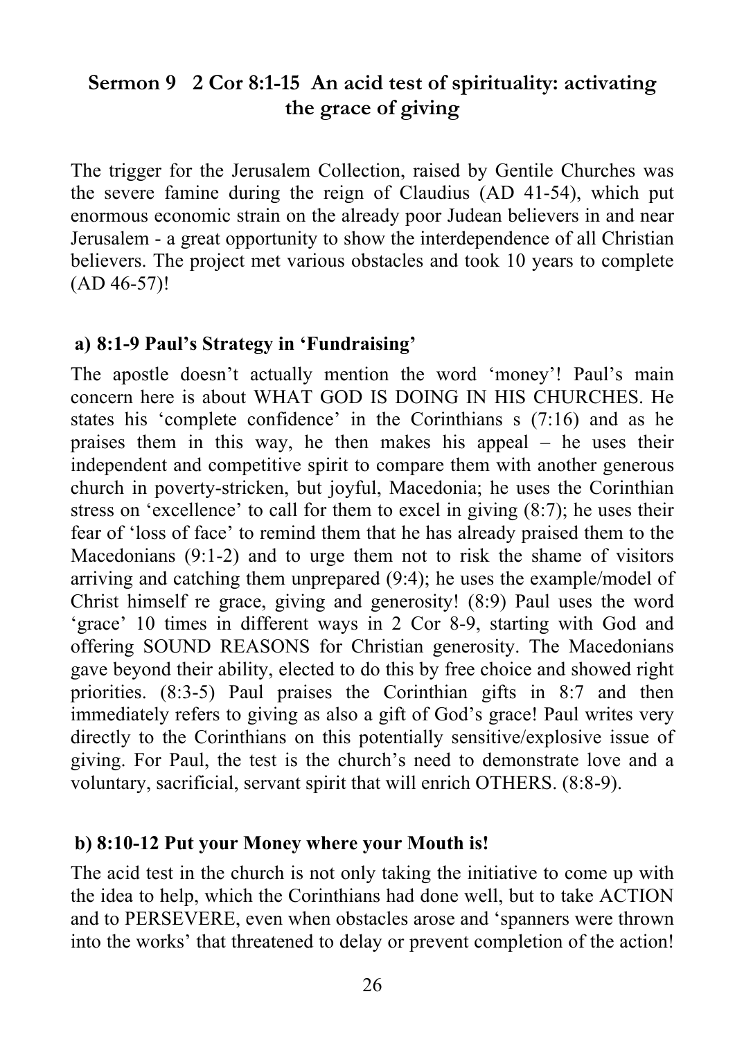## Sermon 9 2 Cor 8:1-15 An acid test of spirituality: activating the grace of giving

The trigger for the Jerusalem Collection, raised by Gentile Churches was the severe famine during the reign of Claudius (AD 41-54), which put enormous economic strain on the already poor Judean believers in and near Jerusalem - a great opportunity to show the interdependence of all Christian believers. The project met various obstacles and took 10 years to complete (AD 46-57)!

### a) 8:1-9 Paul's Strategy in 'Fundraising'

The apostle doesn't actually mention the word 'money'! Paul's main concern here is about WHAT GOD IS DOING IN HIS CHURCHES. He states his 'complete confidence' in the Corinthians s (7:16) and as he praises them in this way, he then makes his appeal – he uses their independent and competitive spirit to compare them with another generous church in poverty-stricken, but joyful, Macedonia; he uses the Corinthian stress on 'excellence' to call for them to excel in giving (8:7); he uses their fear of 'loss of face' to remind them that he has already praised them to the Macedonians (9:1-2) and to urge them not to risk the shame of visitors arriving and catching them unprepared (9:4); he uses the example/model of Christ himself re grace, giving and generosity! (8:9) Paul uses the word 'grace' 10 times in different ways in 2 Cor 8-9, starting with God and offering SOUND REASONS for Christian generosity. The Macedonians gave beyond their ability, elected to do this by free choice and showed right priorities. (8:3-5) Paul praises the Corinthian gifts in 8:7 and then immediately refers to giving as also a gift of God's grace! Paul writes very directly to the Corinthians on this potentially sensitive/explosive issue of giving. For Paul, the test is the church's need to demonstrate love and a voluntary, sacrificial, servant spirit that will enrich OTHERS. (8:8-9).

### b) 8:10-12 Put your Money where your Mouth is!

The acid test in the church is not only taking the initiative to come up with the idea to help, which the Corinthians had done well, but to take ACTION and to PERSEVERE, even when obstacles arose and 'spanners were thrown into the works' that threatened to delay or prevent completion of the action!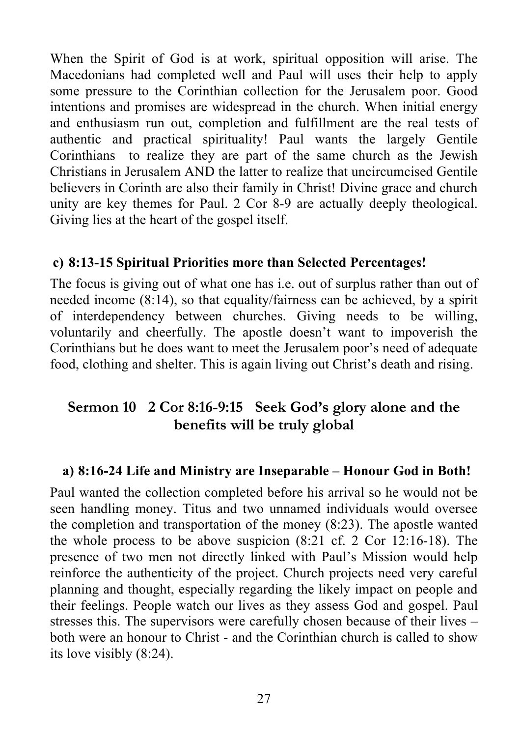When the Spirit of God is at work, spiritual opposition will arise. The Macedonians had completed well and Paul will uses their help to apply some pressure to the Corinthian collection for the Jerusalem poor. Good intentions and promises are widespread in the church. When initial energy and enthusiasm run out, completion and fulfillment are the real tests of authentic and practical spirituality! Paul wants the largely Gentile Corinthians to realize they are part of the same church as the Jewish Christians in Jerusalem AND the latter to realize that uncircumcised Gentile believers in Corinth are also their family in Christ! Divine grace and church unity are key themes for Paul. 2 Cor 8-9 are actually deeply theological. Giving lies at the heart of the gospel itself.

### c) 8:13-15 Spiritual Priorities more than Selected Percentages!

The focus is giving out of what one has i.e. out of surplus rather than out of needed income (8:14), so that equality/fairness can be achieved, by a spirit of interdependency between churches. Giving needs to be willing, voluntarily and cheerfully. The apostle doesn't want to impoverish the Corinthians but he does want to meet the Jerusalem poor's need of adequate food, clothing and shelter. This is again living out Christ's death and rising.

## Sermon 10 2 Cor 8:16-9:15 Seek God's glory alone and the benefits will be truly global

### a) 8:16-24 Life and Ministry are Inseparable – Honour God in Both!

Paul wanted the collection completed before his arrival so he would not be seen handling money. Titus and two unnamed individuals would oversee the completion and transportation of the money (8:23). The apostle wanted the whole process to be above suspicion (8:21 cf. 2 Cor 12:16-18). The presence of two men not directly linked with Paul's Mission would help reinforce the authenticity of the project. Church projects need very careful planning and thought, especially regarding the likely impact on people and their feelings. People watch our lives as they assess God and gospel. Paul stresses this. The supervisors were carefully chosen because of their lives – both were an honour to Christ - and the Corinthian church is called to show its love visibly (8:24).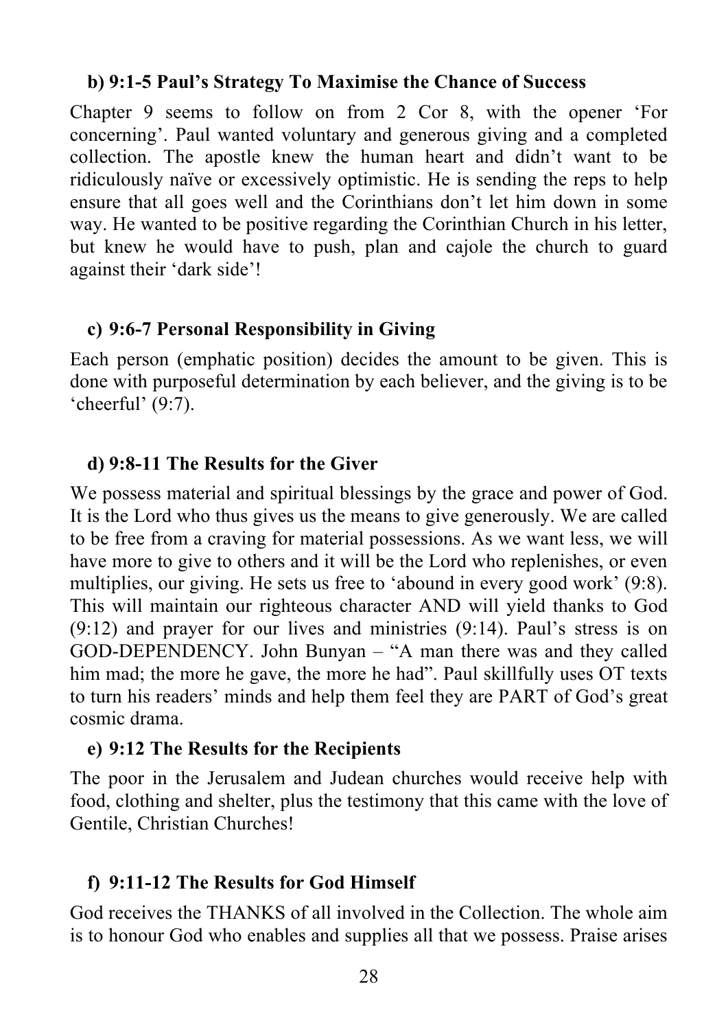### b) 9:1-5 Paul's Strategy To Maximise the Chance of Success

Chapter 9 seems to follow on from 2 Cor 8, with the opener 'For concerning'. Paul wanted voluntary and generous giving and a completed collection. The apostle knew the human heart and didn't want to be ridiculously naïve or excessively optimistic. He is sending the reps to help ensure that all goes well and the Corinthians don't let him down in some way. He wanted to be positive regarding the Corinthian Church in his letter, but knew he would have to push, plan and cajole the church to guard against their 'dark side'!

### c) 9:6-7 Personal Responsibility in Giving

Each person (emphatic position) decides the amount to be given. This is done with purposeful determination by each believer, and the giving is to be 'cheerful' (9:7).

### d) 9:8-11 The Results for the Giver

We possess material and spiritual blessings by the grace and power of God. It is the Lord who thus gives us the means to give generously. We are called to be free from a craving for material possessions. As we want less, we will have more to give to others and it will be the Lord who replenishes, or even multiplies, our giving. He sets us free to 'abound in every good work' (9:8). This will maintain our righteous character AND will yield thanks to God (9:12) and prayer for our lives and ministries (9:14). Paul's stress is on GOD-DEPENDENCY. John Bunyan – "A man there was and they called him mad; the more he gave, the more he had". Paul skillfully uses OT texts to turn his readers' minds and help them feel they are PART of God's great cosmic drama.

### e) 9:12 The Results for the Recipients

The poor in the Jerusalem and Judean churches would receive help with food, clothing and shelter, plus the testimony that this came with the love of Gentile, Christian Churches!

### f) 9:11-12 The Results for God Himself

God receives the THANKS of all involved in the Collection. The whole aim is to honour God who enables and supplies all that we possess. Praise arises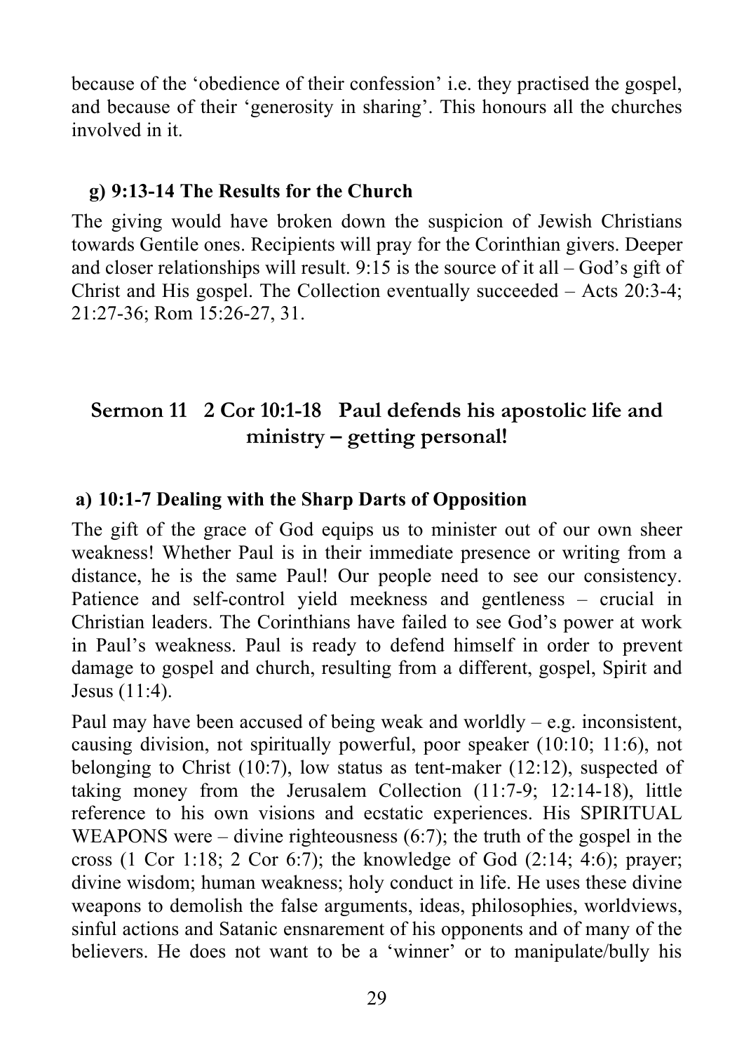because of the 'obedience of their confession' i.e. they practised the gospel, and because of their 'generosity in sharing'. This honours all the churches involved in it.

### g) 9:13-14 The Results for the Church

The giving would have broken down the suspicion of Jewish Christians towards Gentile ones. Recipients will pray for the Corinthian givers. Deeper and closer relationships will result. 9:15 is the source of it all – God's gift of Christ and His gospel. The Collection eventually succeeded – Acts 20:3-4; 21:27-36; Rom 15:26-27, 31.

## Sermon 11 2 Cor 10:1-18 Paul defends his apostolic life and ministry – getting personal!

### a) 10:1-7 Dealing with the Sharp Darts of Opposition

The gift of the grace of God equips us to minister out of our own sheer weakness! Whether Paul is in their immediate presence or writing from a distance, he is the same Paul! Our people need to see our consistency. Patience and self-control yield meekness and gentleness – crucial in Christian leaders. The Corinthians have failed to see God's power at work in Paul's weakness. Paul is ready to defend himself in order to prevent damage to gospel and church, resulting from a different, gospel, Spirit and Jesus (11:4).

Paul may have been accused of being weak and worldly – e.g. inconsistent, causing division, not spiritually powerful, poor speaker (10:10; 11:6), not belonging to Christ (10:7), low status as tent-maker (12:12), suspected of taking money from the Jerusalem Collection (11:7-9; 12:14-18), little reference to his own visions and ecstatic experiences. His SPIRITUAL WEAPONS were – divine righteousness (6:7); the truth of the gospel in the cross (1 Cor 1:18; 2 Cor 6:7); the knowledge of God (2:14; 4:6); prayer; divine wisdom; human weakness; holy conduct in life. He uses these divine weapons to demolish the false arguments, ideas, philosophies, worldviews, sinful actions and Satanic ensnarement of his opponents and of many of the believers. He does not want to be a 'winner' or to manipulate/bully his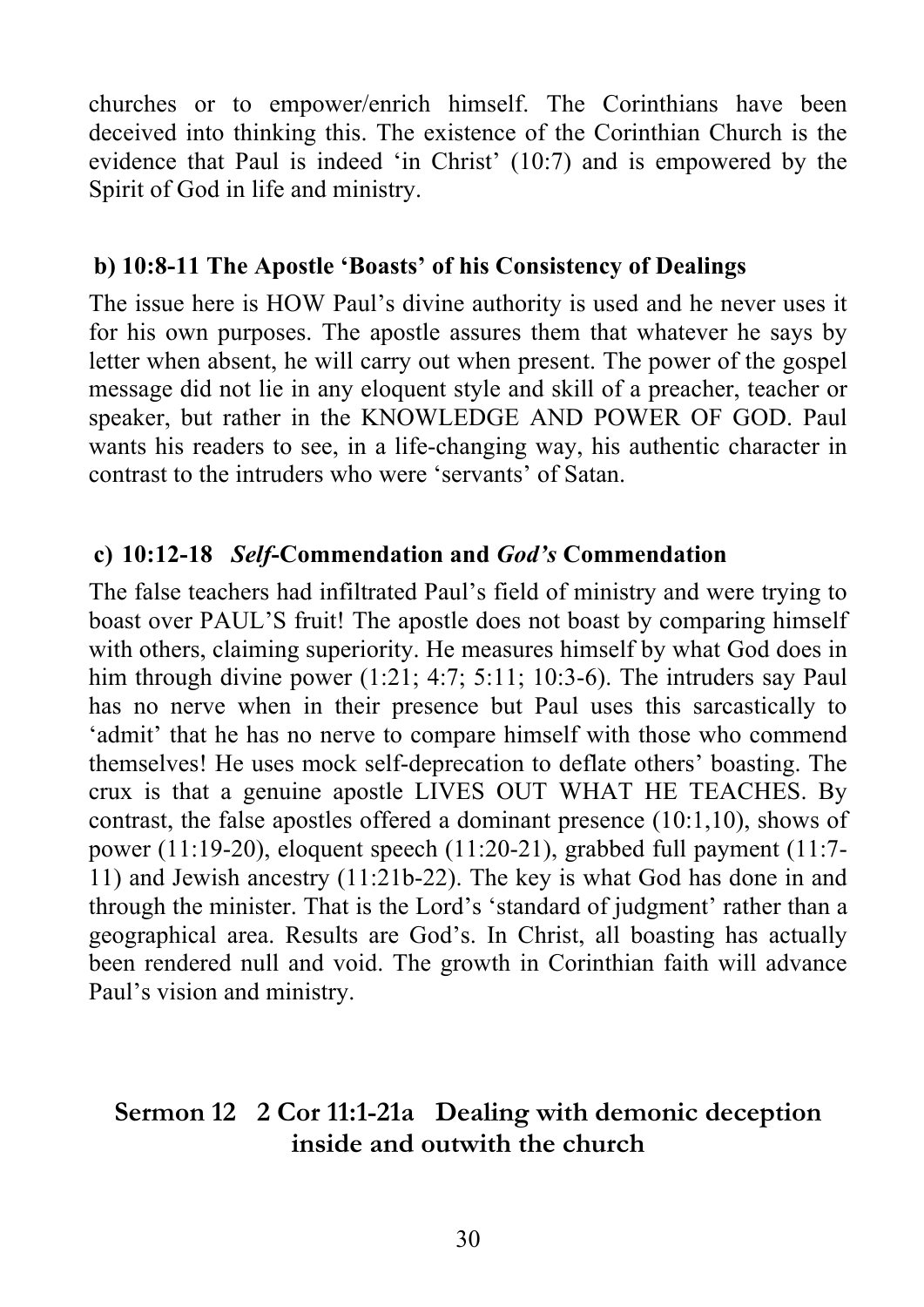churches or to empower/enrich himself. The Corinthians have been deceived into thinking this. The existence of the Corinthian Church is the evidence that Paul is indeed 'in Christ' (10:7) and is empowered by the Spirit of God in life and ministry.

### b) 10:8-11 The Apostle 'Boasts' of his Consistency of Dealings

The issue here is HOW Paul's divine authority is used and he never uses it for his own purposes. The apostle assures them that whatever he says by letter when absent, he will carry out when present. The power of the gospel message did not lie in any eloquent style and skill of a preacher, teacher or speaker, but rather in the KNOWLEDGE AND POWER OF GOD. Paul wants his readers to see, in a life-changing way, his authentic character in contrast to the intruders who were 'servants' of Satan.

### c) 10:12-18 *Self*-Commendation and *God's* Commendation

The false teachers had infiltrated Paul's field of ministry and were trying to boast over PAUL'S fruit! The apostle does not boast by comparing himself with others, claiming superiority. He measures himself by what God does in him through divine power (1:21; 4:7; 5:11; 10:3-6). The intruders say Paul has no nerve when in their presence but Paul uses this sarcastically to 'admit' that he has no nerve to compare himself with those who commend themselves! He uses mock self-deprecation to deflate others' boasting. The crux is that a genuine apostle LIVES OUT WHAT HE TEACHES. By contrast, the false apostles offered a dominant presence (10:1,10), shows of power (11:19-20), eloquent speech (11:20-21), grabbed full payment (11:7-11) and Jewish ancestry (11:21b-22). The key is what God has done in and through the minister. That is the Lord's 'standard of judgment' rather than a geographical area. Results are God's. In Christ, all boasting has actually been rendered null and void. The growth in Corinthian faith will advance Paul's vision and ministry.

## Sermon 12 2 Cor 11:1-21a Dealing with demonic deception inside and outwith the church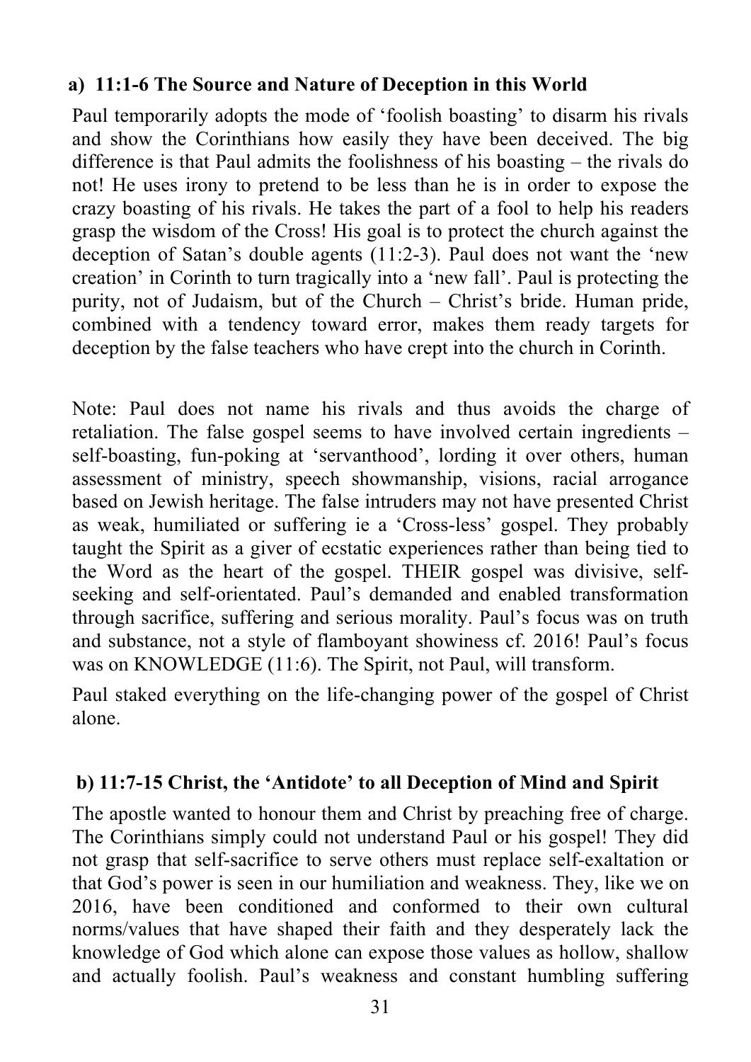### a) 11:1-6 The Source and Nature of Deception in this World

Paul temporarily adopts the mode of 'foolish boasting' to disarm his rivals and show the Corinthians how easily they have been deceived. The big difference is that Paul admits the foolishness of his boasting – the rivals do not! He uses irony to pretend to be less than he is in order to expose the crazy boasting of his rivals. He takes the part of a fool to help his readers grasp the wisdom of the Cross! His goal is to protect the church against the deception of Satan's double agents (11:2-3). Paul does not want the 'new creation' in Corinth to turn tragically into a 'new fall'. Paul is protecting the purity, not of Judaism, but of the Church – Christ's bride. Human pride, combined with a tendency toward error, makes them ready targets for deception by the false teachers who have crept into the church in Corinth.

Note: Paul does not name his rivals and thus avoids the charge of retaliation. The false gospel seems to have involved certain ingredients – self-boasting, fun-poking at 'servanthood', lording it over others, human assessment of ministry, speech showmanship, visions, racial arrogance based on Jewish heritage. The false intruders may not have presented Christ as weak, humiliated or suffering ie a 'Cross-less' gospel. They probably taught the Spirit as a giver of ecstatic experiences rather than being tied to the Word as the heart of the gospel. THEIR gospel was divisive, self-seeking and self-orientated. Paul's demanded and enabled transformation through sacrifice, suffering and serious morality. Paul's focus was on truth and substance, not a style of flamboyant showiness cf. 2016! Paul's focus was on KNOWLEDGE (11:6). The Spirit, not Paul, will transform.

Paul staked everything on the life-changing power of the gospel of Christ alone.

### b) 11:7-15 Christ, the 'Antidote' to all Deception of Mind and Spirit

The apostle wanted to honour them and Christ by preaching free of charge. The Corinthians simply could not understand Paul or his gospel! They did not grasp that self-sacrifice to serve others must replace self-exaltation or that God's power is seen in our humiliation and weakness. They, like we on 2016, have been conditioned and conformed to their own cultural norms/values that have shaped their faith and they desperately lack the knowledge of God which alone can expose those values as hollow, shallow and actually foolish. Paul's weakness and constant humbling suffering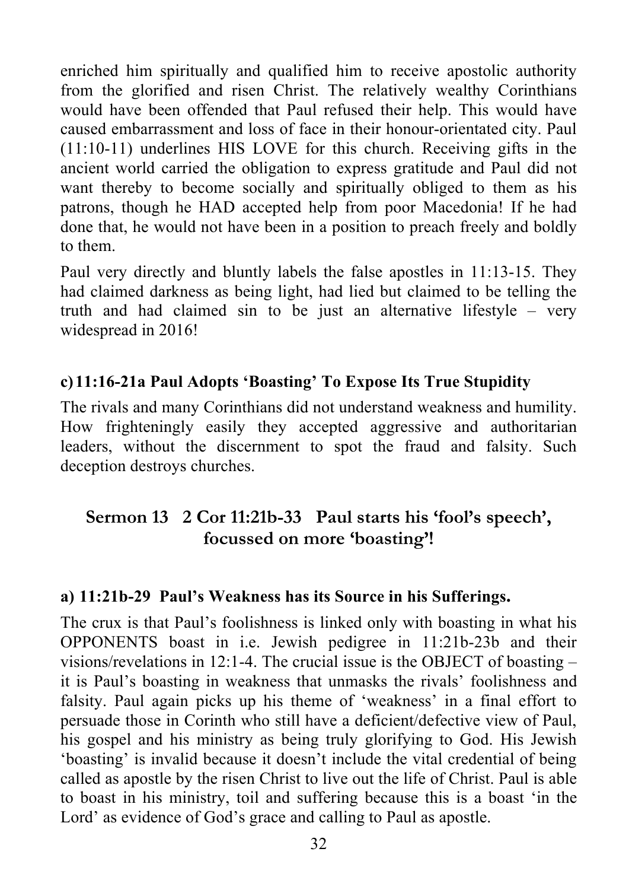enriched him spiritually and qualified him to receive apostolic authority from the glorified and risen Christ. The relatively wealthy Corinthians would have been offended that Paul refused their help. This would have caused embarrassment and loss of face in their honour-orientated city. Paul (11:10-11) underlines HIS LOVE for this church. Receiving gifts in the ancient world carried the obligation to express gratitude and Paul did not want thereby to become socially and spiritually obliged to them as his patrons, though he HAD accepted help from poor Macedonia! If he had done that, he would not have been in a position to preach freely and boldly to them.

Paul very directly and bluntly labels the false apostles in 11:13-15. They had claimed darkness as being light, had lied but claimed to be telling the truth and had claimed sin to be just an alternative lifestyle – very widespread in 2016!

### c) 11:16-21a Paul Adopts 'Boasting' To Expose Its True Stupidity

The rivals and many Corinthians did not understand weakness and humility. How frighteningly easily they accepted aggressive and authoritarian leaders, without the discernment to spot the fraud and falsity. Such deception destroys churches.

## Sermon 13 2 Cor 11:21b-33 Paul starts his 'fool's speech', focussed on more 'boasting'!

### a) 11:21b-29 Paul's Weakness has its Source in his Sufferings.

The crux is that Paul's foolishness is linked only with boasting in what his OPPONENTS boast in i.e. Jewish pedigree in 11:21b-23b and their visions/revelations in 12:1-4. The crucial issue is the OBJECT of boasting – it is Paul's boasting in weakness that unmasks the rivals' foolishness and falsity. Paul again picks up his theme of 'weakness' in a final effort to persuade those in Corinth who still have a deficient/defective view of Paul, his gospel and his ministry as being truly glorifying to God. His Jewish 'boasting' is invalid because it doesn't include the vital credential of being called as apostle by the risen Christ to live out the life of Christ. Paul is able to boast in his ministry, toil and suffering because this is a boast 'in the Lord' as evidence of God's grace and calling to Paul as apostle.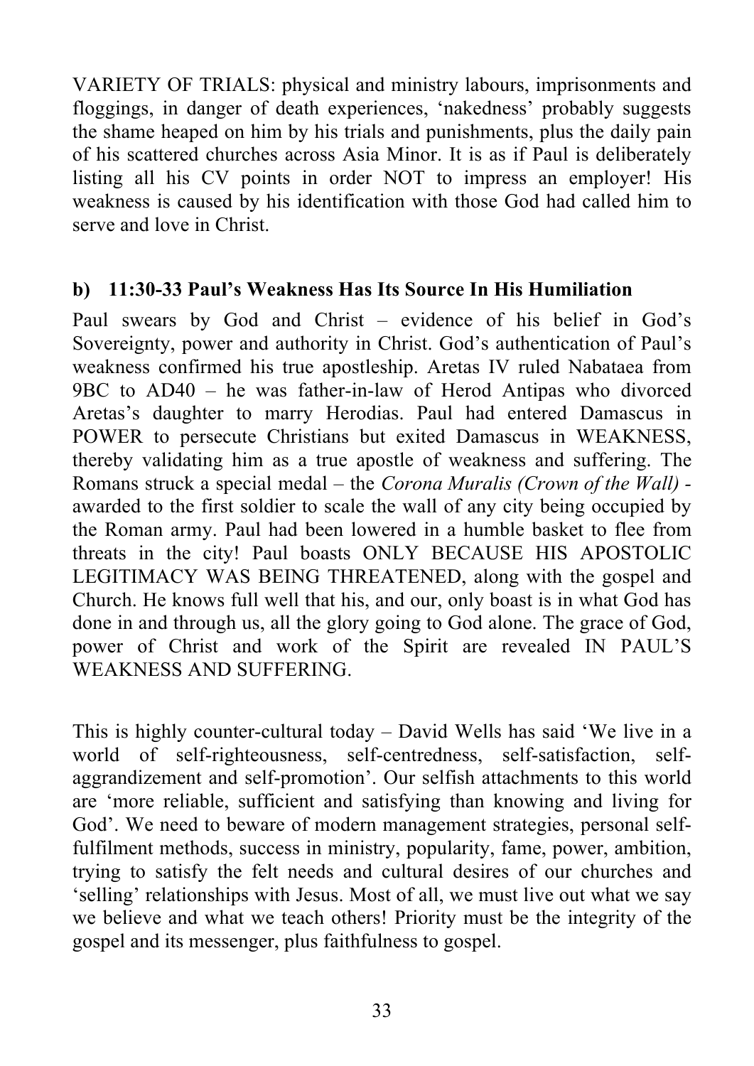VARIETY OF TRIALS: physical and ministry labours, imprisonments and floggings, in danger of death experiences, 'nakedness' probably suggests the shame heaped on him by his trials and punishments, plus the daily pain of his scattered churches across Asia Minor. It is as if Paul is deliberately listing all his CV points in order NOT to impress an employer! His weakness is caused by his identification with those God had called him to serve and love in Christ.

**b) 11:30-33 Paul's Weakness Has Its Source In His Humiliation**

Paul swears by God and Christ – evidence of his belief in God's Sovereignty, power and authority in Christ. God's authentication of Paul's weakness confirmed his true apostleship. Aretas IV ruled Nabataea from 9BC to AD40 – he was father-in-law of Herod Antipas who divorced Aretas's daughter to marry Herodias. Paul had entered Damascus in POWER to persecute Christians but exited Damascus in WEAKNESS, thereby validating him as a true apostle of weakness and suffering. The Romans struck a special medal – the *Corona Muralis (Crown of the Wall)* - awarded to the first soldier to scale the wall of any city being occupied by the Roman army. Paul had been lowered in a humble basket to flee from threats in the city! Paul boasts ONLY BECAUSE HIS APOSTOLIC LEGITIMACY WAS BEING THREATENED, along with the gospel and Church. He knows full well that his, and our, only boast is in what God has done in and through us, all the glory going to God alone. The grace of God, power of Christ and work of the Spirit are revealed IN PAUL'S WEAKNESS AND SUFFERING.

This is highly counter-cultural today – David Wells has said 'We live in a world of self-righteousness, self-centredness, self-satisfaction, self-aggrandizement and self-promotion'. Our selfish attachments to this world are 'more reliable, sufficient and satisfying than knowing and living for God'. We need to beware of modern management strategies, personal self-fulfilment methods, success in ministry, popularity, fame, power, ambition, trying to satisfy the felt needs and cultural desires of our churches and 'selling' relationships with Jesus. Most of all, we must live out what we say we believe and what we teach others! Priority must be the integrity of the gospel and its messenger, plus faithfulness to gospel.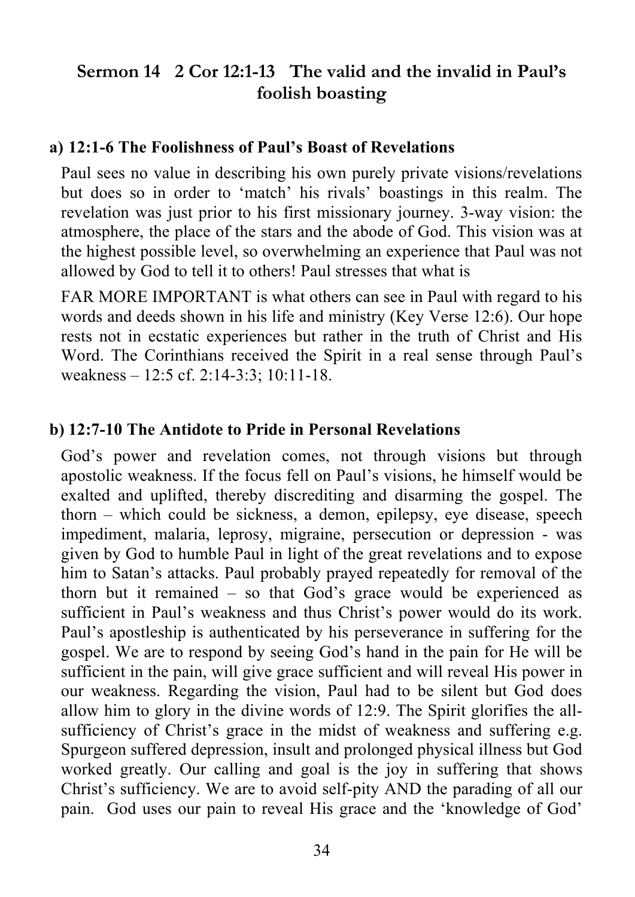## Sermon 14 2 Cor 12:1-13 The valid and the invalid in Paul's foolish boasting

### a) 12:1-6 The Foolishness of Paul's Boast of Revelations

Paul sees no value in describing his own purely private visions/revelations but does so in order to 'match' his rivals' boastings in this realm. The revelation was just prior to his first missionary journey. 3-way vision: the atmosphere, the place of the stars and the abode of God. This vision was at the highest possible level, so overwhelming an experience that Paul was not allowed by God to tell it to others! Paul stresses that what is

FAR MORE IMPORTANT is what others can see in Paul with regard to his words and deeds shown in his life and ministry (Key Verse 12:6). Our hope rests not in ecstatic experiences but rather in the truth of Christ and His Word. The Corinthians received the Spirit in a real sense through Paul's weakness – 12:5 cf. 2:14-3:3; 10:11-18.

### b) 12:7-10 The Antidote to Pride in Personal Revelations

God's power and revelation comes, not through visions but through apostolic weakness. If the focus fell on Paul's visions, he himself would be exalted and uplifted, thereby discrediting and disarming the gospel. The thorn – which could be sickness, a demon, epilepsy, eye disease, speech impediment, malaria, leprosy, migraine, persecution or depression - was given by God to humble Paul in light of the great revelations and to expose him to Satan's attacks. Paul probably prayed repeatedly for removal of the thorn but it remained – so that God's grace would be experienced as sufficient in Paul's weakness and thus Christ's power would do its work. Paul's apostleship is authenticated by his perseverance in suffering for the gospel. We are to respond by seeing God's hand in the pain for He will be sufficient in the pain, will give grace sufficient and will reveal His power in our weakness. Regarding the vision, Paul had to be silent but God does allow him to glory in the divine words of 12:9. The Spirit glorifies the all-sufficiency of Christ's grace in the midst of weakness and suffering e.g. Spurgeon suffered depression, insult and prolonged physical illness but God worked greatly. Our calling and goal is the joy in suffering that shows Christ's sufficiency. We are to avoid self-pity AND the parading of all our pain. God uses our pain to reveal His grace and the 'knowledge of God'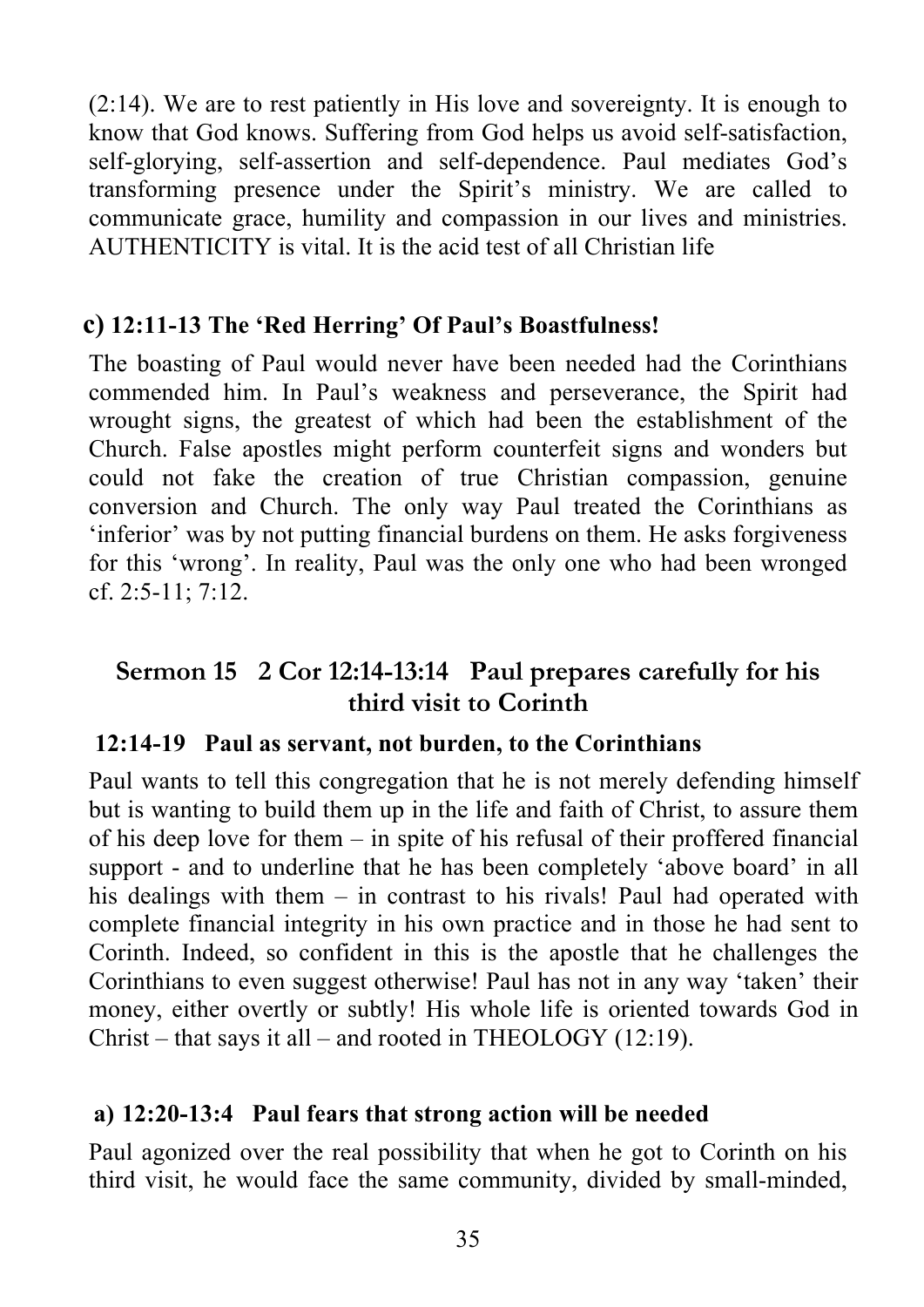(2:14). We are to rest patiently in His love and sovereignty. It is enough to know that God knows. Suffering from God helps us avoid self-satisfaction, self-glorying, self-assertion and self-dependence. Paul mediates God's transforming presence under the Spirit's ministry. We are called to communicate grace, humility and compassion in our lives and ministries. AUTHENTICITY is vital. It is the acid test of all Christian life

#### c) 12:11-13 The 'Red Herring' Of Paul's Boastfulness!

The boasting of Paul would never have been needed had the Corinthians commended him. In Paul's weakness and perseverance, the Spirit had wrought signs, the greatest of which had been the establishment of the Church. False apostles might perform counterfeit signs and wonders but could not fake the creation of true Christian compassion, genuine conversion and Church. The only way Paul treated the Corinthians as 'inferior' was by not putting financial burdens on them. He asks forgiveness for this 'wrong'. In reality, Paul was the only one who had been wronged cf. 2:5-11; 7:12.

## Sermon 15 2 Cor 12:14-13:14 Paul prepares carefully for his third visit to Corinth

#### 12:14-19 Paul as servant, not burden, to the Corinthians

Paul wants to tell this congregation that he is not merely defending himself but is wanting to build them up in the life and faith of Christ, to assure them of his deep love for them – in spite of his refusal of their proffered financial support - and to underline that he has been completely 'above board' in all his dealings with them – in contrast to his rivals! Paul had operated with complete financial integrity in his own practice and in those he had sent to Corinth. Indeed, so confident in this is the apostle that he challenges the Corinthians to even suggest otherwise! Paul has not in any way 'taken' their money, either overtly or subtly! His whole life is oriented towards God in Christ – that says it all – and rooted in THEOLOGY (12:19).

#### a) 12:20-13:4 Paul fears that strong action will be needed

Paul agonized over the real possibility that when he got to Corinth on his third visit, he would face the same community, divided by small-minded,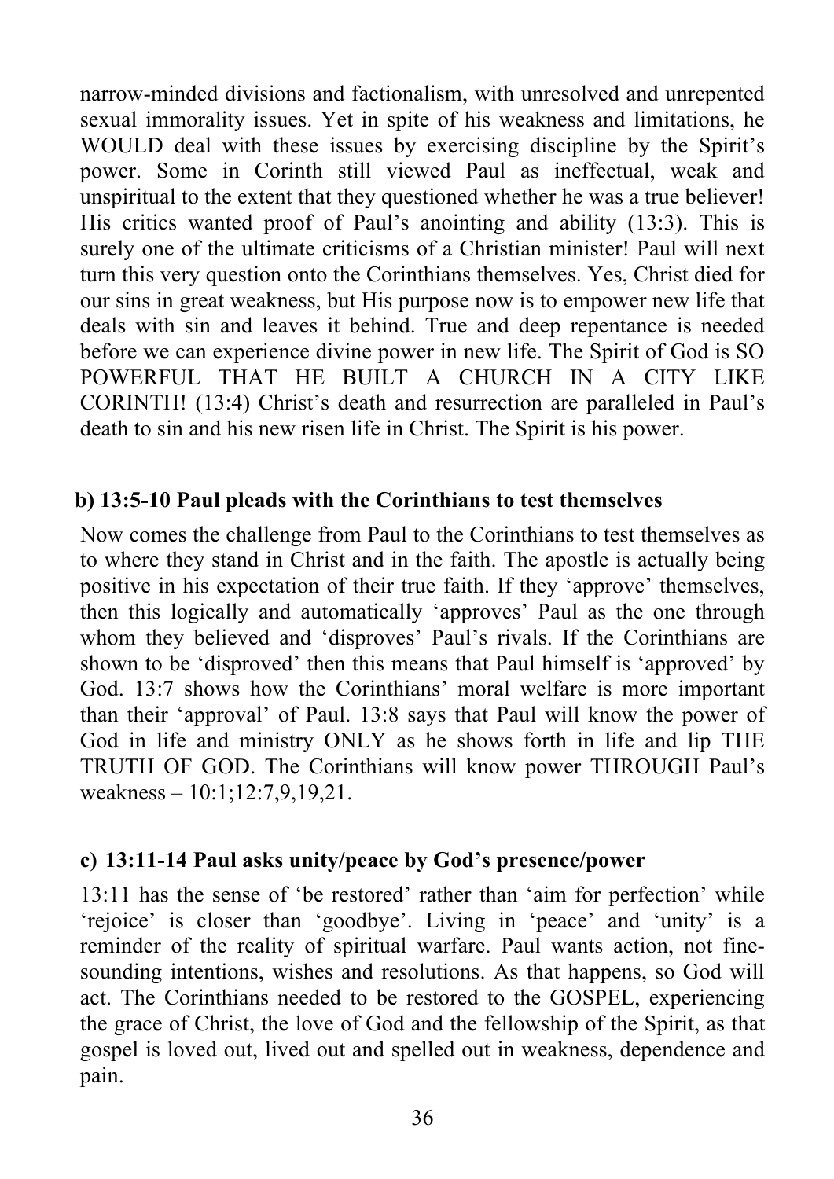narrow-minded divisions and factionalism, with unresolved and unrepented sexual immorality issues. Yet in spite of his weakness and limitations, he WOULD deal with these issues by exercising discipline by the Spirit's power. Some in Corinth still viewed Paul as ineffectual, weak and unspiritual to the extent that they questioned whether he was a true believer! His critics wanted proof of Paul's anointing and ability (13:3). This is surely one of the ultimate criticisms of a Christian minister! Paul will next turn this very question onto the Corinthians themselves. Yes, Christ died for our sins in great weakness, but His purpose now is to empower new life that deals with sin and leaves it behind. True and deep repentance is needed before we can experience divine power in new life. The Spirit of God is SO POWERFUL THAT HE BUILT A CHURCH IN A CITY LIKE CORINTH! (13:4) Christ's death and resurrection are paralleled in Paul's death to sin and his new risen life in Christ. The Spirit is his power.

**b) 13:5-10 Paul pleads with the Corinthians to test themselves**

Now comes the challenge from Paul to the Corinthians to test themselves as to where they stand in Christ and in the faith. The apostle is actually being positive in his expectation of their true faith. If they 'approve' themselves, then this logically and automatically 'approves' Paul as the one through whom they believed and 'disproves' Paul's rivals. If the Corinthians are shown to be 'disproved' then this means that Paul himself is 'approved' by God. 13:7 shows how the Corinthians' moral welfare is more important than their 'approval' of Paul. 13:8 says that Paul will know the power of God in life and ministry ONLY as he shows forth in life and lip THE TRUTH OF GOD. The Corinthians will know power THROUGH Paul's weakness – 10:1;12:7,9,19,21.

**c) 13:11-14 Paul asks unity/peace by God's presence/power**

13:11 has the sense of 'be restored' rather than 'aim for perfection' while 'rejoice' is closer than 'goodbye'. Living in 'peace' and 'unity' is a reminder of the reality of spiritual warfare. Paul wants action, not fine-sounding intentions, wishes and resolutions. As that happens, so God will act. The Corinthians needed to be restored to the GOSPEL, experiencing the grace of Christ, the love of God and the fellowship of the Spirit, as that gospel is loved out, lived out and spelled out in weakness, dependence and pain.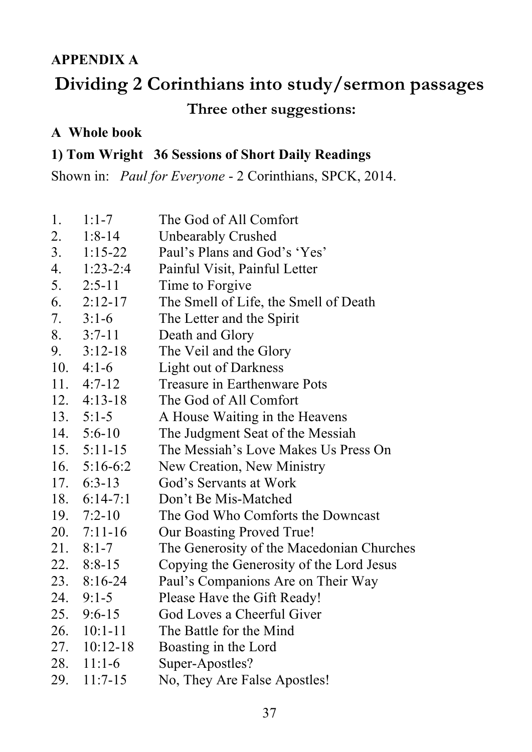**APPENDIX A**

# Dividing 2 Corinthians into study/sermon passages

## Three other suggestions:

**A Whole book**

**1) Tom Wright 36 Sessions of Short Daily Readings**

Shown in: *Paul for Everyone* - 2 Corinthians, SPCK, 2014.

| | | |
|---|---|---|
| 1. | 1:1-7 | The God of All Comfort |
| 2. | 1:8-14 | Unbearably Crushed |
| 3. | 1:15-22 | Paul's Plans and God's 'Yes' |
| 4. | 1:23-2:4 | Painful Visit, Painful Letter |
| 5. | 2:5-11 | Time to Forgive |
| 6. | 2:12-17 | The Smell of Life, the Smell of Death |
| 7. | 3:1-6 | The Letter and the Spirit |
| 8. | 3:7-11 | Death and Glory |
| 9. | 3:12-18 | The Veil and the Glory |
| 10. | 4:1-6 | Light out of Darkness |
| 11. | 4:7-12 | Treasure in Earthenware Pots |
| 12. | 4:13-18 | The God of All Comfort |
| 13. | 5:1-5 | A House Waiting in the Heavens |
| 14. | 5:6-10 | The Judgment Seat of the Messiah |
| 15. | 5:11-15 | The Messiah's Love Makes Us Press On |
| 16. | 5:16-6:2 | New Creation, New Ministry |
| 17. | 6:3-13 | God's Servants at Work |
| 18. | 6:14-7:1 | Don't Be Mis-Matched |
| 19. | 7:2-10 | The God Who Comforts the Downcast |
| 20. | 7:11-16 | Our Boasting Proved True! |
| 21. | 8:1-7 | The Generosity of the Macedonian Churches |
| 22. | 8:8-15 | Copying the Generosity of the Lord Jesus |
| 23. | 8:16-24 | Paul's Companions Are on Their Way |
| 24. | 9:1-5 | Please Have the Gift Ready! |
| 25. | 9:6-15 | God Loves a Cheerful Giver |
| 26. | 10:1-11 | The Battle for the Mind |
| 27. | 10:12-18 | Boasting in the Lord |
| 28. | 11:1-6 | Super-Apostles? |
| 29. | 11:7-15 | No, They Are False Apostles! |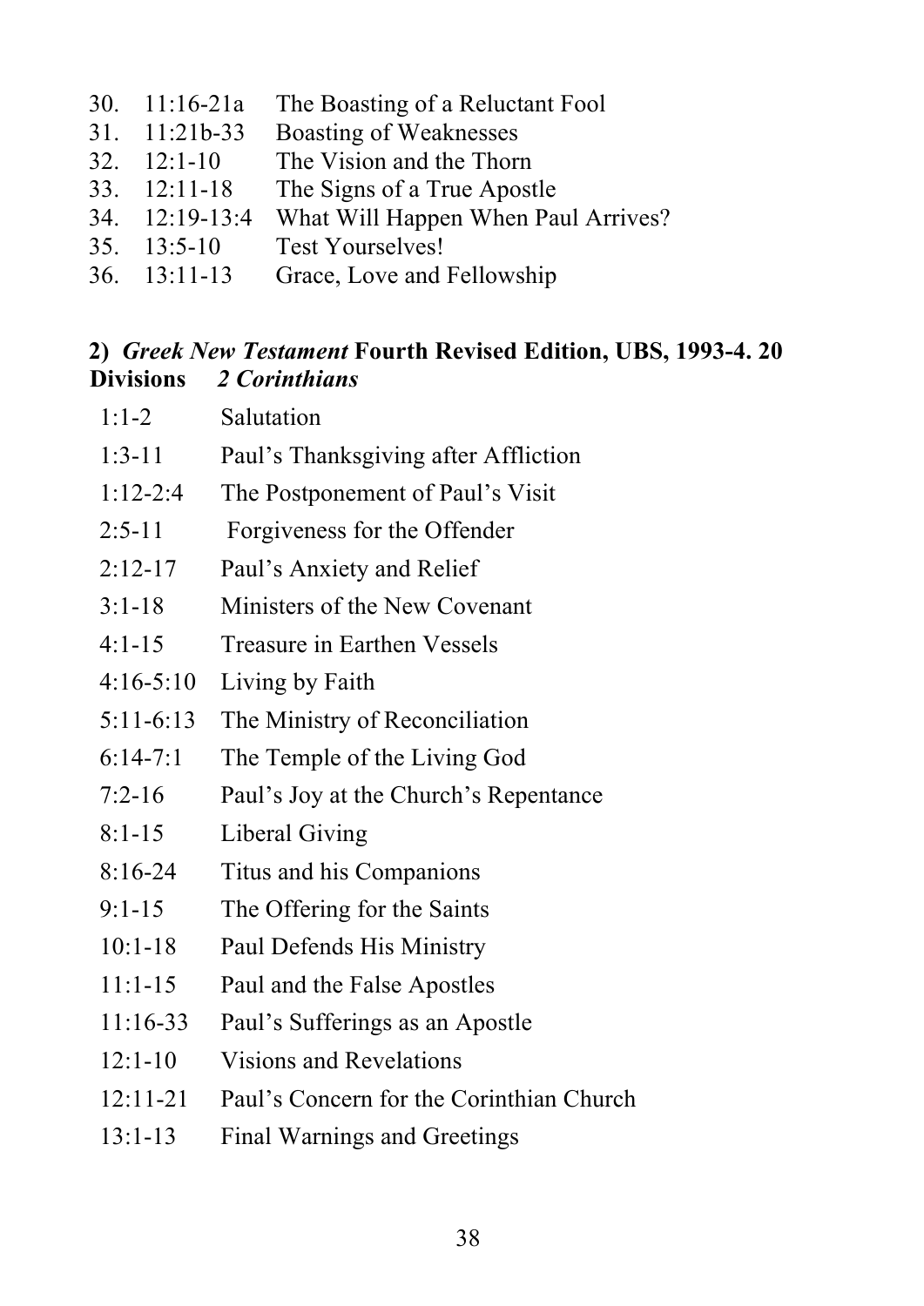30. 11:16-21a The Boasting of a Reluctant Fool
31. 11:21b-33 Boasting of Weaknesses
32. 12:1-10 The Vision and the Thorn
33. 12:11-18 The Signs of a True Apostle
34. 12:19-13:4 What Will Happen When Paul Arrives?
35. 13:5-10 Test Yourselves!
36. 13:11-13 Grace, Love and Fellowship

**2)** ***Greek New Testament*** **Fourth Revised Edition, UBS, 1993-4. 20 Divisions** ***2 Corinthians***

| | |
|---|---|
| 1:1-2 | Salutation |
| 1:3-11 | Paul's Thanksgiving after Affliction |
| 1:12-2:4 | The Postponement of Paul's Visit |
| 2:5-11 | Forgiveness for the Offender |
| 2:12-17 | Paul's Anxiety and Relief |
| 3:1-18 | Ministers of the New Covenant |
| 4:1-15 | Treasure in Earthen Vessels |
| 4:16-5:10 | Living by Faith |
| 5:11-6:13 | The Ministry of Reconciliation |
| 6:14-7:1 | The Temple of the Living God |
| 7:2-16 | Paul's Joy at the Church's Repentance |
| 8:1-15 | Liberal Giving |
| 8:16-24 | Titus and his Companions |
| 9:1-15 | The Offering for the Saints |
| 10:1-18 | Paul Defends His Ministry |
| 11:1-15 | Paul and the False Apostles |
| 11:16-33 | Paul's Sufferings as an Apostle |
| 12:1-10 | Visions and Revelations |
| 12:11-21 | Paul's Concern for the Corinthian Church |
| 13:1-13 | Final Warnings and Greetings |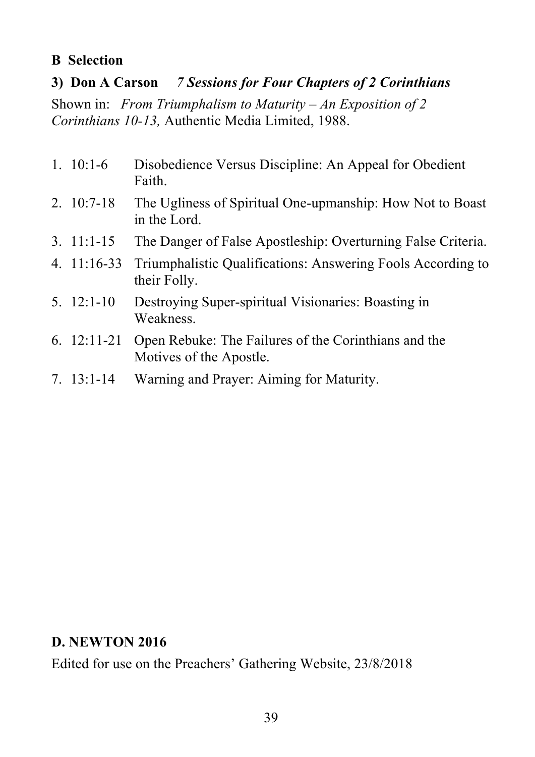**B Selection**

**3) Don A Carson** ***7 Sessions for Four Chapters of 2 Corinthians***

Shown in: *From Triumphalism to Maturity – An Exposition of 2 Corinthians 10-13,* Authentic Media Limited, 1988.

1. 10:1-6 Disobedience Versus Discipline: An Appeal for Obedient Faith.
2. 10:7-18 The Ugliness of Spiritual One-upmanship: How Not to Boast in the Lord.
3. 11:1-15 The Danger of False Apostleship: Overturning False Criteria.
4. 11:16-33 Triumphalistic Qualifications: Answering Fools According to their Folly.
5. 12:1-10 Destroying Super-spiritual Visionaries: Boasting in Weakness.
6. 12:11-21 Open Rebuke: The Failures of the Corinthians and the Motives of the Apostle.
7. 13:1-14 Warning and Prayer: Aiming for Maturity.

**D. NEWTON 2016**

Edited for use on the Preachers' Gathering Website, 23/8/2018